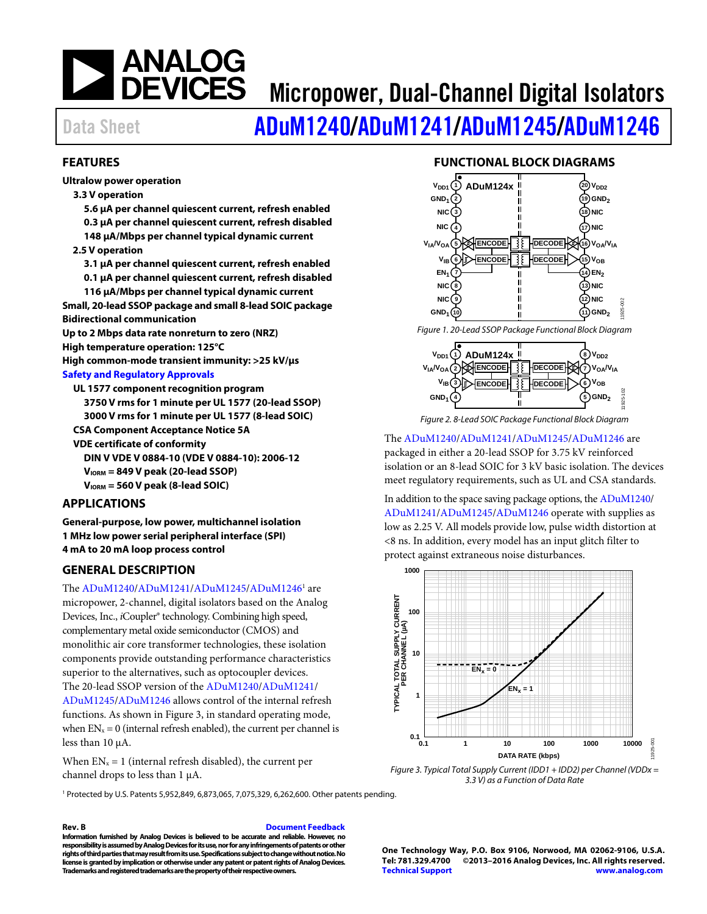# Micropower, Dual-Channel Digital Isolators

Data Sheet

# ADuM1240/ADuM1241/ADuM1245/ADuM1246

## FEATURES

**Ultralow power operation**

- **3.3 V operation**
  - **5.6 µA per channel quiescent current, refresh enabled**
  - **0.3 µA per channel quiescent current, refresh disabled**
  - **148 µA/Mbps per channel typical dynamic current**
- **2.5 V operation**
  - **3.1 µA per channel quiescent current, refresh enabled**
  - **0.1 µA per channel quiescent current, refresh disabled**
  - **116 µA/Mbps per channel typical dynamic current**

**Small, 20-lead SSOP package and small 8-lead SOIC package**

**Bidirectional communication**

**Up to 2 Mbps data rate nonreturn to zero (NRZ)**

**High temperature operation: 125°C**

**High common-mode transient immunity: >25 kV/µs**

**Safety and Regulatory Approvals**

- **UL 1577 component recognition program**
  - **3750 V rms for 1 minute per UL 1577 (20-lead SSOP)**
  - **3000 V rms for 1 minute per UL 1577 (8-lead SOIC)**
- **CSA Component Acceptance Notice 5A**
- **VDE certificate of conformity**
  - **DIN V VDE V 0884-10 (VDE V 0884-10): 2006-12**
  - **$V_{IORM}$ = 849 V peak (20-lead SSOP)**
  - **$V_{IORM}$ = 560 V peak (8-lead SOIC)**

## APPLICATIONS

**General-purpose, low power, multichannel isolation**

**1 MHz low power serial peripheral interface (SPI)**

**4 mA to 20 mA loop process control**

## GENERAL DESCRIPTION

The ADuM1240/ADuM1241/ADuM1245/ADuM1246[1] are micropower, 2-channel, digital isolators based on the Analog Devices, Inc., *i*Coupler® technology. Combining high speed, complementary metal oxide semiconductor (CMOS) and monolithic air core transformer technologies, these isolation components provide outstanding performance characteristics superior to the alternatives, such as optocoupler devices. The 20-lead SSOP version of the ADuM1240/ADuM1241/ADuM1245/ADuM1246 allows control of the internal refresh functions. As shown in Figure 3, in standard operating mode, when $EN_x$ = 0 (internal refresh enabled), the current per channel is less than 10 µA.

When $EN_x$ = 1 (internal refresh disabled), the current per channel drops to less than 1 µA.

## FUNCTIONAL BLOCK DIAGRAMS

*Figure 1. 20-Lead SSOP Package Functional Block Diagram*

*Figure 2. 8-Lead SOIC Package Functional Block Diagram*

The ADuM1240/ADuM1241/ADuM1245/ADuM1246 are packaged in either a 20-lead SSOP for 3.75 kV reinforced isolation or an 8-lead SOIC for 3 kV basic isolation. The devices meet regulatory requirements, such as UL and CSA standards.

In addition to the space saving package options, the ADuM1240/ADuM1241/ADuM1245/ADuM1246 operate with supplies as low as 2.25 V. All models provide low, pulse width distortion at <8 ns. In addition, every model has an input glitch filter to protect against extraneous noise disturbances.

*Figure 3. Typical Total Supply Current (IDD1 + IDD2) per Channel (VDDx = 3.3 V) as a Function of Data Rate*

[1] Protected by U.S. Patents 5,952,849, 6,873,065, 7,075,329, 6,262,600. Other patents pending.

**Rev. B** Document Feedback

**Information furnished by Analog Devices is believed to be accurate and reliable. However, no responsibility is assumed by Analog Devices for its use, nor for any infringements of patents or other rights of third parties that may result from its use. Specifications subject to change without notice. No license is granted by implication or otherwise under any patent or patent rights of Analog Devices. Trademarks and registered trademarks are the property of their respective owners.**

**One Technology Way, P.O. Box 9106, Norwood, MA 02062-9106, U.S.A.**
**Tel: 781.329.4700 ©2013–2016 Analog Devices, Inc. All rights reserved.**
**Technical Support www.analog.com**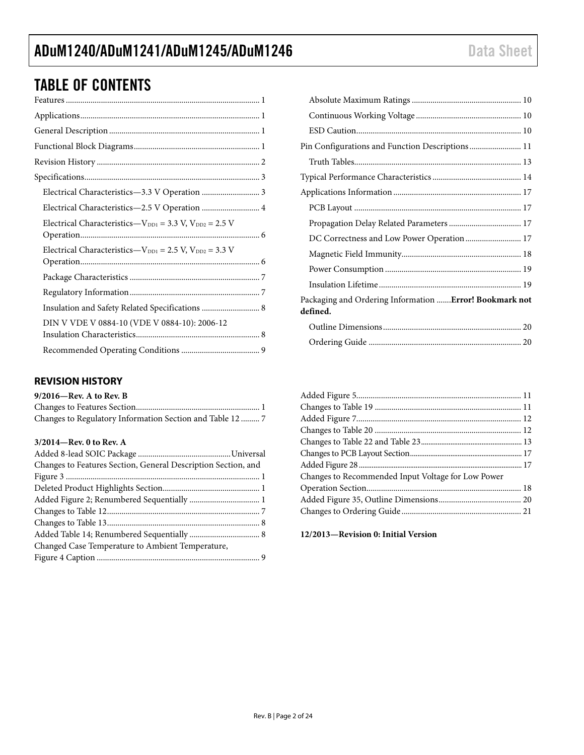# TABLE OF CONTENTS

Features ... 1
Applications ... 1
General Description ... 1
Functional Block Diagrams ... 1
Revision History ... 2
Specifications ... 3
  Electrical Characteristics—3.3 V Operation ... 3
  Electrical Characteristics—2.5 V Operation ... 4
  Electrical Characteristics—$V_{DD1}$ = 3.3 V, $V_{DD2}$ = 2.5 V Operation ... 6
  Electrical Characteristics—$V_{DD1}$ = 2.5 V, $V_{DD2}$ = 3.3 V Operation ... 6
  Package Characteristics ... 7
  Regulatory Information ... 7
  Insulation and Safety Related Specifications ... 8
  DIN V VDE V 0884-10 (VDE V 0884-10): 2006-12 Insulation Characteristics ... 8
  Recommended Operating Conditions ... 9
  Absolute Maximum Ratings ... 10
  Continuous Working Voltage ... 10
  ESD Caution ... 10
Pin Configurations and Function Descriptions ... 11
  Truth Tables ... 13
Typical Performance Characteristics ... 14
Applications Information ... 17
  PCB Layout ... 17
  Propagation Delay Related Parameters ... 17
  DC Correctness and Low Power Operation ... 17
  Magnetic Field Immunity ... 18
  Power Consumption ... 19
  Insulation Lifetime ... 19
Packaging and Ordering Information .......**Error! Bookmark not defined.**
  Outline Dimensions ... 20
  Ordering Guide ... 20

## REVISION HISTORY

**9/2016—Rev. A to Rev. B**

Changes to Features Section ... 1
Changes to Regulatory Information Section and Table 12 ... 7

**3/2014—Rev. 0 to Rev. A**

Added 8-lead SOIC Package ... Universal
Changes to Features Section, General Description Section, and Figure 3 ... 1
Deleted Product Highlights Section ... 1
Added Figure 2; Renumbered Sequentially ... 1
Changes to Table 12 ... 7
Changes to Table 13 ... 8
Added Table 14; Renumbered Sequentially ... 8
Changed Case Temperature to Ambient Temperature, Figure 4 Caption ... 9
Added Figure 5 ... 11
Changes to Table 19 ... 11
Added Figure 7 ... 12
Changes to Table 20 ... 12
Changes to Table 22 and Table 23 ... 13
Changes to PCB Layout Section ... 17
Added Figure 28 ... 17
Changes to Recommended Input Voltage for Low Power Operation Section ... 18
Added Figure 35, Outline Dimensions ... 20
Changes to Ordering Guide ... 21

**12/2013—Revision 0: Initial Version**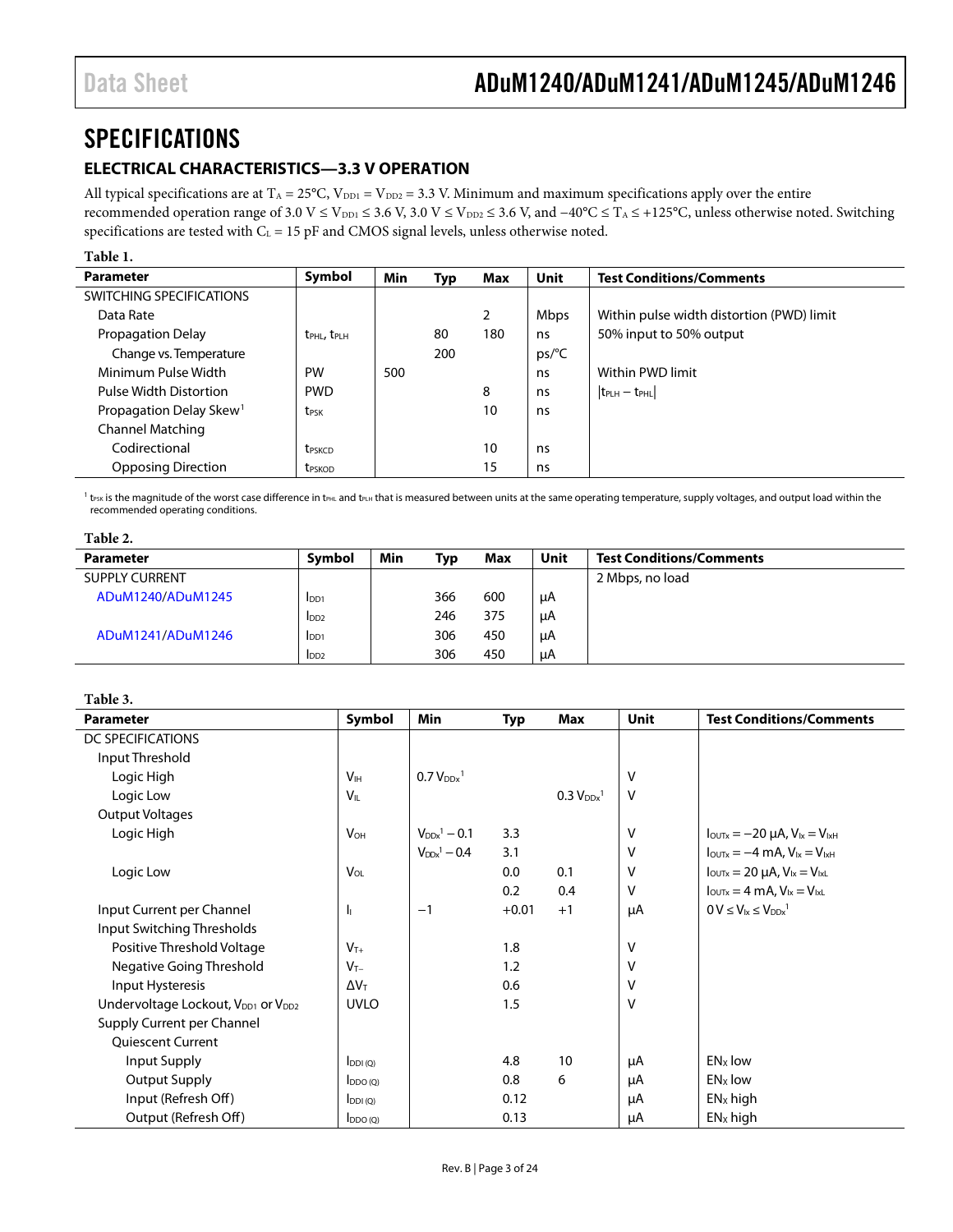# SPECIFICATIONS

## ELECTRICAL CHARACTERISTICS—3.3 V OPERATION

All typical specifications are at $T_A$ = 25°C, $V_{DD1}$ = $V_{DD2}$ = 3.3 V. Minimum and maximum specifications apply over the entire recommended operation range of 3.0 V ≤ $V_{DD1}$ ≤ 3.6 V, 3.0 V ≤ $V_{DD2}$ ≤ 3.6 V, and −40°C ≤ $T_A$ ≤ +125°C, unless otherwise noted. Switching specifications are tested with $C_L$ = 15 pF and CMOS signal levels, unless otherwise noted.

**Table 1.**

| Parameter | Symbol | Min | Typ | Max | Unit | Test Conditions/Comments |
|---|---|---|---|---|---|---|
| SWITCHING SPECIFICATIONS | | | | | | |
| Data Rate | | | | 2 | Mbps | Within pulse width distortion (PWD) limit |
| Propagation Delay | $t_{PHL}$, $t_{PLH}$ | | 80 | 180 | ns | 50% input to 50% output |
| Change vs. Temperature | | | 200 | | ps/°C | |
| Minimum Pulse Width | PW | 500 | | | ns | Within PWD limit |
| Pulse Width Distortion | PWD | | | 8 | ns | $\lvert t_{PLH} − t_{PHL}\rvert$ |
| Propagation Delay Skew[1] | $t_{PSK}$ | | | 10 | ns | |
| Channel Matching | | | | | | |
| Codirectional | $t_{PSKCD}$ | | | 10 | ns | |
| Opposing Direction | $t_{PSKOD}$ | | | 15 | ns | |

[1] $t_{PSK}$ is the magnitude of the worst case difference in $t_{PHL}$ and $t_{PLH}$ that is measured between units at the same operating temperature, supply voltages, and output load within the recommended operating conditions.

**Table 2.**

| Parameter | Symbol | Min | Typ | Max | Unit | Test Conditions/Comments |
|---|---|---|---|---|---|---|
| SUPPLY CURRENT | | | | | | 2 Mbps, no load |
| ADuM1240/ADuM1245 | $I_{DD1}$ | | 366 | 600 | μA | |
| | $I_{DD2}$ | | 246 | 375 | μA | |
| ADuM1241/ADuM1246 | $I_{DD1}$ | | 306 | 450 | μA | |
| | $I_{DD2}$ | | 306 | 450 | μA | |

**Table 3.**

| Parameter | Symbol | Min | Typ | Max | Unit | Test Conditions/Comments |
|---|---|---|---|---|---|---|
| DC SPECIFICATIONS | | | | | | |
| Input Threshold | | | | | | |
| Logic High | $V_{IH}$ | 0.7 $V_{DDx}$[1] | | | V | |
| Logic Low | $V_{IL}$ | | | 0.3 $V_{DDx}$[1] | V | |
| Output Voltages | | | | | | |
| Logic High | $V_{OH}$ | $V_{DDx}$[1] − 0.1 | 3.3 | | V | $I_{OUTx}$ = −20 μA, $V_{Ix}$ = $V_{IxH}$ |
| | | $V_{DDx}$[1] − 0.4 | 3.1 | | V | $I_{OUTx}$ = −4 mA, $V_{Ix}$ = $V_{IxH}$ |
| Logic Low | $V_{OL}$ | | 0.0 | 0.1 | V | $I_{OUTx}$ = 20 μA, $V_{Ix}$ = $V_{IxL}$ |
| | | | 0.2 | 0.4 | V | $I_{OUTx}$ = 4 mA, $V_{Ix}$ = $V_{IxL}$ |
| Input Current per Channel | $I_I$ | −1 | +0.01 | +1 | μA | 0 V ≤ $V_{Ix}$ ≤ $V_{DDx}$[1] |
| Input Switching Thresholds | | | | | | |
| Positive Threshold Voltage | $V_{T+}$ | | 1.8 | | V | |
| Negative Going Threshold | $V_{T-}$ | | 1.2 | | V | |
| Input Hysteresis | $\Delta V_T$ | | 0.6 | | V | |
| Undervoltage Lockout, $V_{DD1}$ or $V_{DD2}$ | UVLO | | 1.5 | | V | |
| Supply Current per Channel | | | | | | |
| Quiescent Current | | | | | | |
| Input Supply | $I_{DDI (Q)}$ | | 4.8 | 10 | μA | $EN_X$ low |
| Output Supply | $I_{DDO (Q)}$ | | 0.8 | 6 | μA | $EN_X$ low |
| Input (Refresh Off) | $I_{DDI (Q)}$ | | 0.12 | | μA | $EN_X$ high |
| Output (Refresh Off) | $I_{DDO (Q)}$ | | 0.13 | | μA | $EN_X$ high |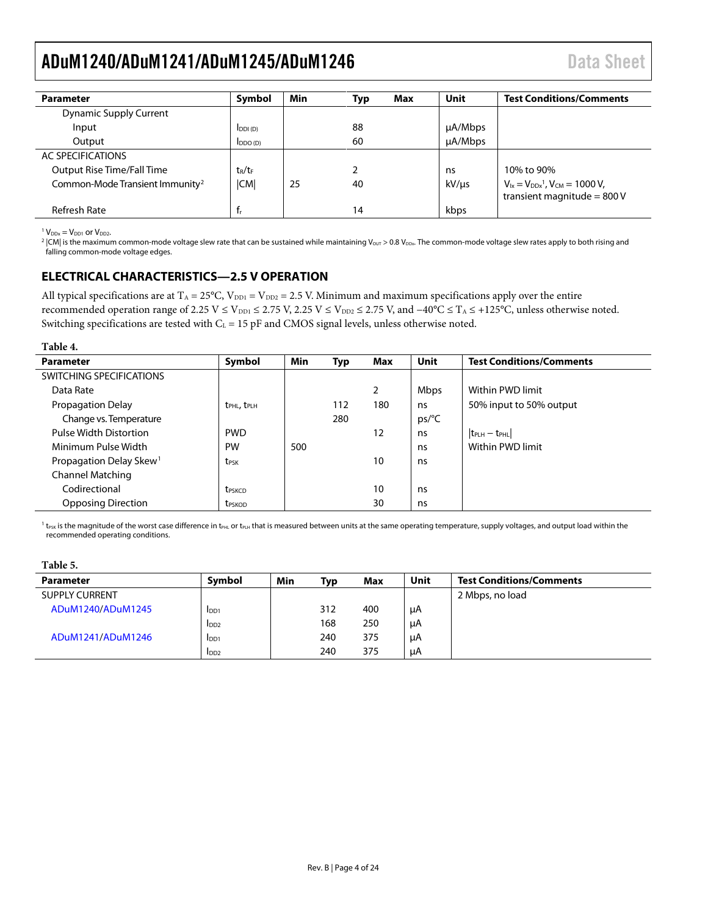| Parameter | Symbol | Min | Typ | Max | Unit | Test Conditions/Comments |
|---|---|---|---|---|---|---|
| Dynamic Supply Current | | | | | | |
| Input | $I_{DDI\,(D)}$ | | 88 | | µA/Mbps | |
| Output | $I_{DDO\,(D)}$ | | 60 | | µA/Mbps | |
| AC SPECIFICATIONS | | | | | | |
| Output Rise Time/Fall Time | $t_R/t_F$ | | 2 | | ns | 10% to 90% |
| Common-Mode Transient Immunity[2] | $\|CM\|$ | 25 | 40 | | kV/µs | $V_{Ix} = V_{DDx}$[1], $V_{CM}$ = 1000 V, transient magnitude = 800 V |
| Refresh Rate | $f_r$ | | 14 | | kbps | |

[1] $V_{DDx} = V_{DD1}$ or $V_{DD2}$.

[2] |CM| is the maximum common-mode voltage slew rate that can be sustained while maintaining $V_{OUT} > 0.8\ V_{DDx}$. The common-mode voltage slew rates apply to both rising and falling common-mode voltage edges.

## ELECTRICAL CHARACTERISTICS—2.5 V OPERATION

All typical specifications are at $T_A$ = 25°C, $V_{DD1} = V_{DD2}$ = 2.5 V. Minimum and maximum specifications apply over the entire recommended operation range of 2.25 V ≤ $V_{DD1}$ ≤ 2.75 V, 2.25 V ≤ $V_{DD2}$ ≤ 2.75 V, and −40°C ≤ $T_A$ ≤ +125°C, unless otherwise noted. Switching specifications are tested with $C_L$ = 15 pF and CMOS signal levels, unless otherwise noted.

**Table 4.**

| Parameter | Symbol | Min | Typ | Max | Unit | Test Conditions/Comments |
|---|---|---|---|---|---|---|
| SWITCHING SPECIFICATIONS | | | | | | |
| Data Rate | | | | 2 | Mbps | Within PWD limit |
| Propagation Delay | $t_{PHL}$, $t_{PLH}$ | | 112 | 180 | ns | 50% input to 50% output |
| Change vs. Temperature | | | 280 | | ps/°C | |
| Pulse Width Distortion | PWD | | | 12 | ns | $\|t_{PLH} − t_{PHL}\|$ |
| Minimum Pulse Width | PW | 500 | | | ns | Within PWD limit |
| Propagation Delay Skew[1] | $t_{PSK}$ | | | 10 | ns | |
| Channel Matching | | | | | | |
| Codirectional | $t_{PSKCD}$ | | | 10 | ns | |
| Opposing Direction | $t_{PSKOD}$ | | | 30 | ns | |

[1] $t_{PSK}$ is the magnitude of the worst case difference in $t_{PHL}$ or $t_{PLH}$ that is measured between units at the same operating temperature, supply voltages, and output load within the recommended operating conditions.

**Table 5.**

| Parameter | Symbol | Min | Typ | Max | Unit | Test Conditions/Comments |
|---|---|---|---|---|---|---|
| SUPPLY CURRENT | | | | | | 2 Mbps, no load |
| ADuM1240/ADuM1245 | $I_{DD1}$ | | 312 | 400 | µA | |
| | $I_{DD2}$ | | 168 | 250 | µA | |
| ADuM1241/ADuM1246 | $I_{DD1}$ | | 240 | 375 | µA | |
| | $I_{DD2}$ | | 240 | 375 | µA | |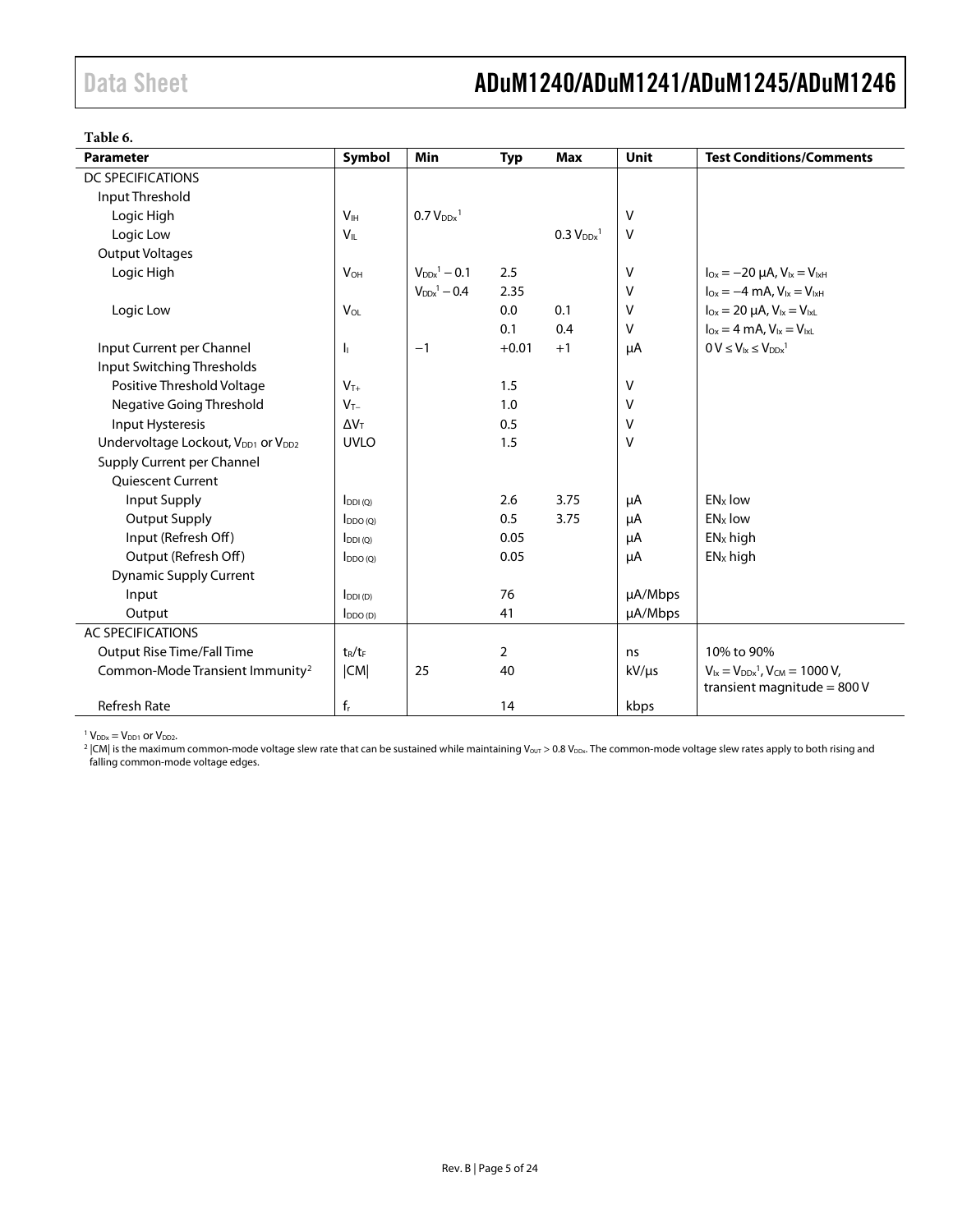**Table 6.**

| Parameter | Symbol | Min | Typ | Max | Unit | Test Conditions/Comments |
|---|---|---|---|---|---|---|
| DC SPECIFICATIONS | | | | | | |
| Input Threshold | | | | | | |
| Logic High | $V_{IH}$ | $0.7\ V_{DDx}$[1] | | | V | |
| Logic Low | $V_{IL}$ | | | $0.3\ V_{DDx}$[1] | V | |
| Output Voltages | | | | | | |
| Logic High | $V_{OH}$ | $V_{DDx}$[1] − 0.1 | 2.5 | | V | $I_{Ox} = -20\ \mu A$, $V_{Ix} = V_{IxH}$ |
| | | $V_{DDx}$[1] − 0.4 | 2.35 | | V | $I_{Ox} = -4\ mA$, $V_{Ix} = V_{IxH}$ |
| Logic Low | $V_{OL}$ | | 0.0 | 0.1 | V | $I_{Ox} = 20\ \mu A$, $V_{Ix} = V_{IxL}$ |
| | | | 0.1 | 0.4 | V | $I_{Ox} = 4\ mA$, $V_{Ix} = V_{IxL}$ |
| Input Current per Channel | $I_I$ | −1 | +0.01 | +1 | μA | $0\ V \leq V_{Ix} \leq V_{DDx}$[1] |
| Input Switching Thresholds | | | | | | |
| Positive Threshold Voltage | $V_{T+}$ | | 1.5 | | V | |
| Negative Going Threshold | $V_{T-}$ | | 1.0 | | V | |
| Input Hysteresis | $\Delta V_T$ | | 0.5 | | V | |
| Undervoltage Lockout, $V_{DD1}$ or $V_{DD2}$ | UVLO | | 1.5 | | V | |
| Supply Current per Channel | | | | | | |
| Quiescent Current | | | | | | |
| Input Supply | $I_{DDI\ (Q)}$ | | 2.6 | 3.75 | μA | $EN_x$ low |
| Output Supply | $I_{DDO\ (Q)}$ | | 0.5 | 3.75 | μA | $EN_x$ low |
| Input (Refresh Off) | $I_{DDI\ (Q)}$ | | 0.05 | | μA | $EN_x$ high |
| Output (Refresh Off) | $I_{DDO\ (Q)}$ | | 0.05 | | μA | $EN_x$ high |
| Dynamic Supply Current | | | | | | |
| Input | $I_{DDI\ (D)}$ | | 76 | | μA/Mbps | |
| Output | $I_{DDO\ (D)}$ | | 41 | | μA/Mbps | |
| AC SPECIFICATIONS | | | | | | |
| Output Rise Time/Fall Time | $t_R/t_F$ | | 2 | | ns | 10% to 90% |
| Common-Mode Transient Immunity[2] | \|CM\| | 25 | 40 | | kV/μs | $V_{Ix} = V_{DDx}$[1], $V_{CM} = 1000\ V$, transient magnitude = 800 V |
| Refresh Rate | $f_r$ | | 14 | | kbps | |

[1] $V_{DDx} = V_{DD1}$ or $V_{DD2}$.

[2] |CM| is the maximum common-mode voltage slew rate that can be sustained while maintaining $V_{OUT} > 0.8\ V_{DDx}$. The common-mode voltage slew rates apply to both rising and falling common-mode voltage edges.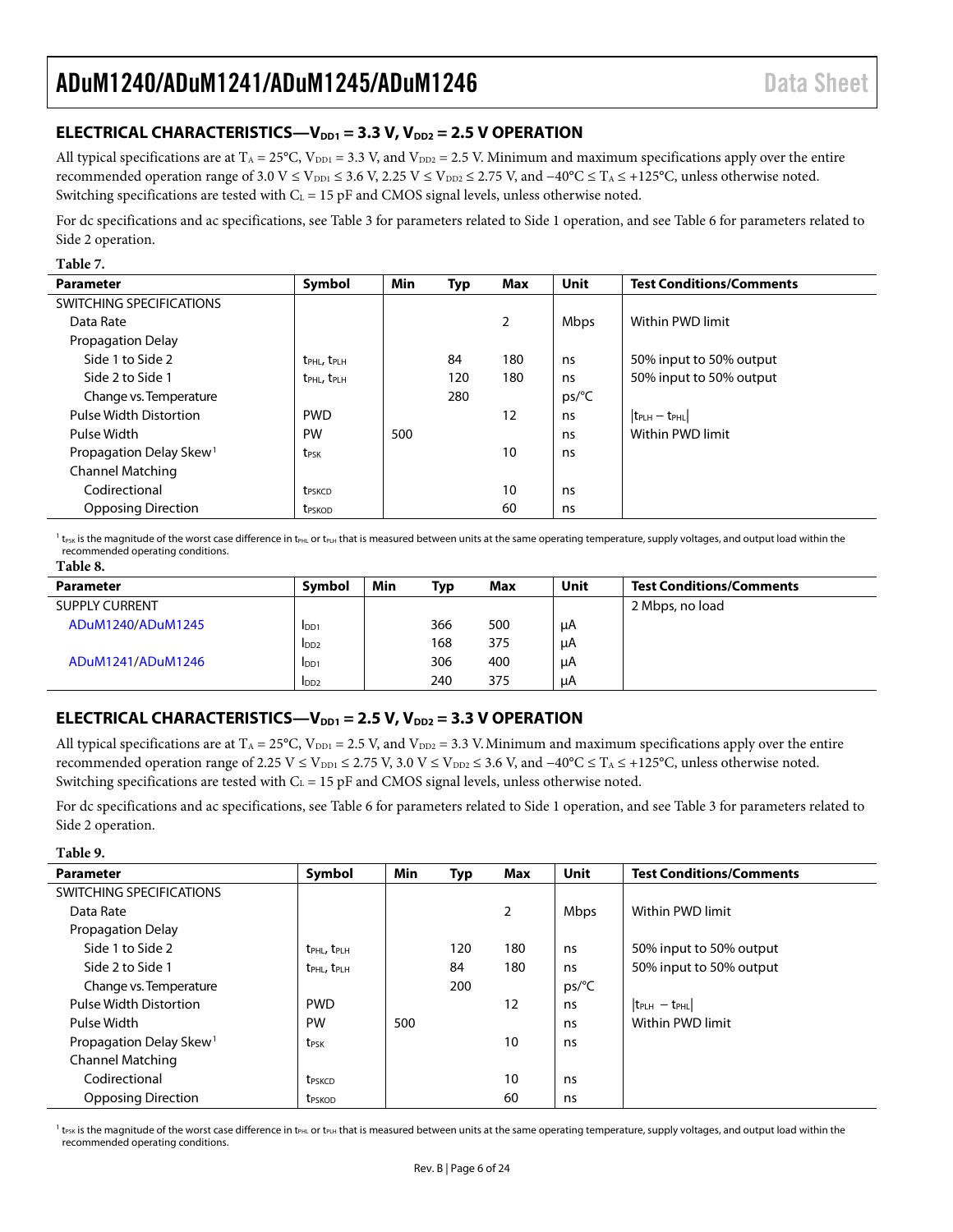## ELECTRICAL CHARACTERISTICS—$V_{DD1}$ = 3.3 V, $V_{DD2}$ = 2.5 V OPERATION

All typical specifications are at $T_A$ = 25°C, $V_{DD1}$ = 3.3 V, and $V_{DD2}$ = 2.5 V. Minimum and maximum specifications apply over the entire recommended operation range of 3.0 V ≤ $V_{DD1}$ ≤ 3.6 V, 2.25 V ≤ $V_{DD2}$ ≤ 2.75 V, and −40°C ≤ $T_A$ ≤ +125°C, unless otherwise noted. Switching specifications are tested with $C_L$ = 15 pF and CMOS signal levels, unless otherwise noted.

For dc specifications and ac specifications, see Table 3 for parameters related to Side 1 operation, and see Table 6 for parameters related to Side 2 operation.

**Table 7.**

| Parameter | Symbol | Min | Typ | Max | Unit | Test Conditions/Comments |
|---|---|---|---|---|---|---|
| SWITCHING SPECIFICATIONS | | | | | | |
| Data Rate | | | | 2 | Mbps | Within PWD limit |
| Propagation Delay | | | | | | |
| Side 1 to Side 2 | $t_{PHL}$, $t_{PLH}$ | | 84 | 180 | ns | 50% input to 50% output |
| Side 2 to Side 1 | $t_{PHL}$, $t_{PLH}$ | | 120 | 180 | ns | 50% input to 50% output |
| Change vs. Temperature | | | 280 | | ps/°C | |
| Pulse Width Distortion | PWD | | | 12 | ns | $\lvert t_{PLH} - t_{PHL} \rvert$ |
| Pulse Width | PW | 500 | | | ns | Within PWD limit |
| Propagation Delay Skew[1] | $t_{PSK}$ | | | 10 | ns | |
| Channel Matching | | | | | | |
| Codirectional | $t_{PSKCD}$ | | | 10 | ns | |
| Opposing Direction | $t_{PSKOD}$ | | | 60 | ns | |

[1] $t_{PSK}$ is the magnitude of the worst case difference in $t_{PHL}$ or $t_{PLH}$ that is measured between units at the same operating temperature, supply voltages, and output load within the recommended operating conditions.

**Table 8.**

| Parameter | Symbol | Min | Typ | Max | Unit | Test Conditions/Comments |
|---|---|---|---|---|---|---|
| SUPPLY CURRENT | | | | | | 2 Mbps, no load |
| ADuM1240/ADuM1245 | $I_{DD1}$ | | 366 | 500 | µA | |
| | $I_{DD2}$ | | 168 | 375 | µA | |
| ADuM1241/ADuM1246 | $I_{DD1}$ | | 306 | 400 | µA | |
| | $I_{DD2}$ | | 240 | 375 | µA | |

## ELECTRICAL CHARACTERISTICS—$V_{DD1}$ = 2.5 V, $V_{DD2}$ = 3.3 V OPERATION

All typical specifications are at $T_A$ = 25°C, $V_{DD1}$ = 2.5 V, and $V_{DD2}$ = 3.3 V. Minimum and maximum specifications apply over the entire recommended operation range of 2.25 V ≤ $V_{DD1}$ ≤ 2.75 V, 3.0 V ≤ $V_{DD2}$ ≤ 3.6 V, and −40°C ≤ $T_A$ ≤ +125°C, unless otherwise noted. Switching specifications are tested with $C_L$ = 15 pF and CMOS signal levels, unless otherwise noted.

For dc specifications and ac specifications, see Table 6 for parameters related to Side 1 operation, and see Table 3 for parameters related to Side 2 operation.

**Table 9.**

| Parameter | Symbol | Min | Typ | Max | Unit | Test Conditions/Comments |
|---|---|---|---|---|---|---|
| SWITCHING SPECIFICATIONS | | | | | | |
| Data Rate | | | | 2 | Mbps | Within PWD limit |
| Propagation Delay | | | | | | |
| Side 1 to Side 2 | $t_{PHL}$, $t_{PLH}$ | | 120 | 180 | ns | 50% input to 50% output |
| Side 2 to Side 1 | $t_{PHL}$, $t_{PLH}$ | | 84 | 180 | ns | 50% input to 50% output |
| Change vs. Temperature | | | 200 | | ps/°C | |
| Pulse Width Distortion | PWD | | | 12 | ns | $\lvert t_{PLH} - t_{PHL} \rvert$ |
| Pulse Width | PW | 500 | | | ns | Within PWD limit |
| Propagation Delay Skew[1] | $t_{PSK}$ | | | 10 | ns | |
| Channel Matching | | | | | | |
| Codirectional | $t_{PSKCD}$ | | | 10 | ns | |
| Opposing Direction | $t_{PSKOD}$ | | | 60 | ns | |

[1] $t_{PSK}$ is the magnitude of the worst case difference in $t_{PHL}$ or $t_{PLH}$ that is measured between units at the same operating temperature, supply voltages, and output load within the recommended operating conditions.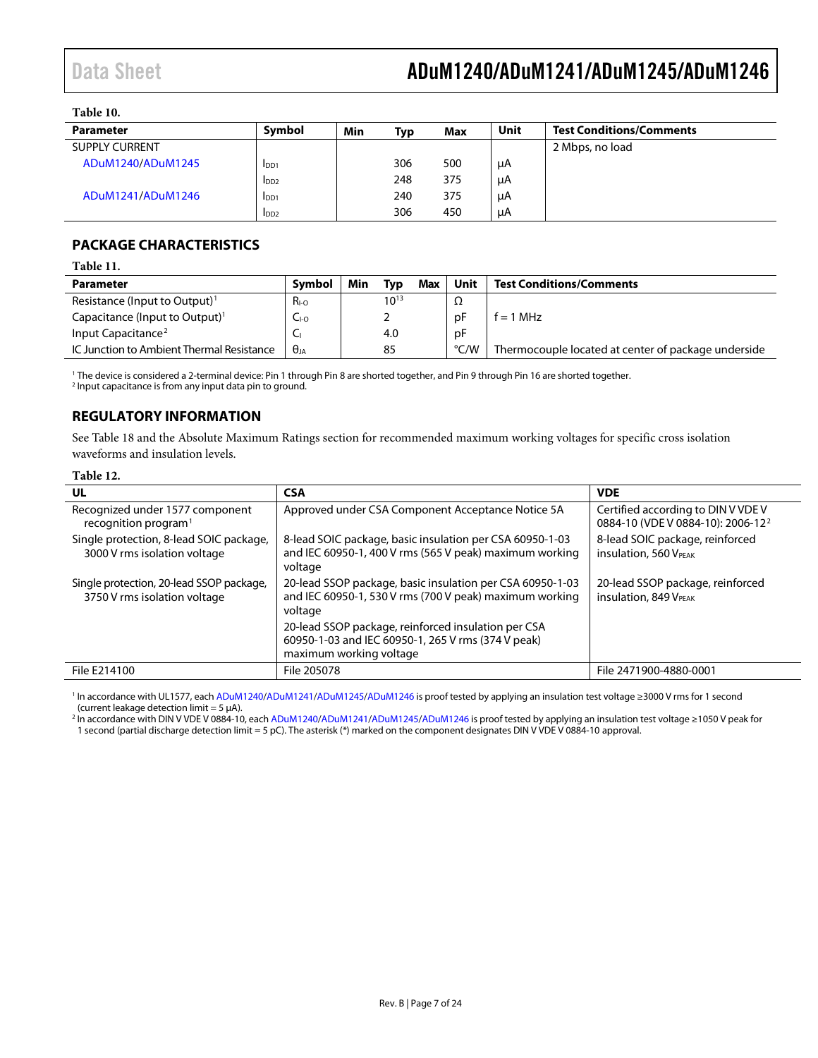**Table 10.**

| Parameter | Symbol | Min | Typ | Max | Unit | Test Conditions/Comments |
|---|---|---|---|---|---|---|
| SUPPLY CURRENT | | | | | | 2 Mbps, no load |
| ADuM1240/ADuM1245 | $I_{DD1}$ | | 306 | 500 | μA | |
| | $I_{DD2}$ | | 248 | 375 | μA | |
| ADuM1241/ADuM1246 | $I_{DD1}$ | | 240 | 375 | μA | |
| | $I_{DD2}$ | | 306 | 450 | μA | |

## PACKAGE CHARACTERISTICS

**Table 11.**

| Parameter | Symbol | Min | Typ | Max | Unit | Test Conditions/Comments |
|---|---|---|---|---|---|---|
| Resistance (Input to Output)[1] | $R_{I-O}$ | | $10^{13}$ | | Ω | |
| Capacitance (Input to Output)[1] | $C_{I-O}$ | | 2 | | pF | f = 1 MHz |
| Input Capacitance[2] | $C_I$ | | 4.0 | | pF | |
| IC Junction to Ambient Thermal Resistance | $θ_{JA}$ | | 85 | | °C/W | Thermocouple located at center of package underside |

[1] The device is considered a 2-terminal device: Pin 1 through Pin 8 are shorted together, and Pin 9 through Pin 16 are shorted together.
[2] Input capacitance is from any input data pin to ground.

## REGULATORY INFORMATION

See Table 18 and the Absolute Maximum Ratings section for recommended maximum working voltages for specific cross isolation waveforms and insulation levels.

**Table 12.**

| UL | CSA | VDE |
|---|---|---|
| Recognized under 1577 component recognition program[1] | Approved under CSA Component Acceptance Notice 5A | Certified according to DIN V VDE V 0884-10 (VDE V 0884-10): 2006-12[2] |
| Single protection, 8-lead SOIC package, 3000 V rms isolation voltage | 8-lead SOIC package, basic insulation per CSA 60950-1-03 and IEC 60950-1, 400 V rms (565 V peak) maximum working voltage | 8-lead SOIC package, reinforced insulation, 560 $V_{PEAK}$ |
| Single protection, 20-lead SSOP package, 3750 V rms isolation voltage | 20-lead SSOP package, basic insulation per CSA 60950-1-03 and IEC 60950-1, 530 V rms (700 V peak) maximum working voltage | 20-lead SSOP package, reinforced insulation, 849 $V_{PEAK}$ |
| | 20-lead SSOP package, reinforced insulation per CSA 60950-1-03 and IEC 60950-1, 265 V rms (374 V peak) maximum working voltage | |
| File E214100 | File 205078 | File 2471900-4880-0001 |

[1] In accordance with UL1577, each ADuM1240/ADuM1241/ADuM1245/ADuM1246 is proof tested by applying an insulation test voltage ≥3000 V rms for 1 second (current leakage detection limit = 5 μA).
[2] In accordance with DIN V VDE V 0884-10, each ADuM1240/ADuM1241/ADuM1245/ADuM1246 is proof tested by applying an insulation test voltage ≥1050 V peak for 1 second (partial discharge detection limit = 5 pC). The asterisk (*) marked on the component designates DIN V VDE V 0884-10 approval.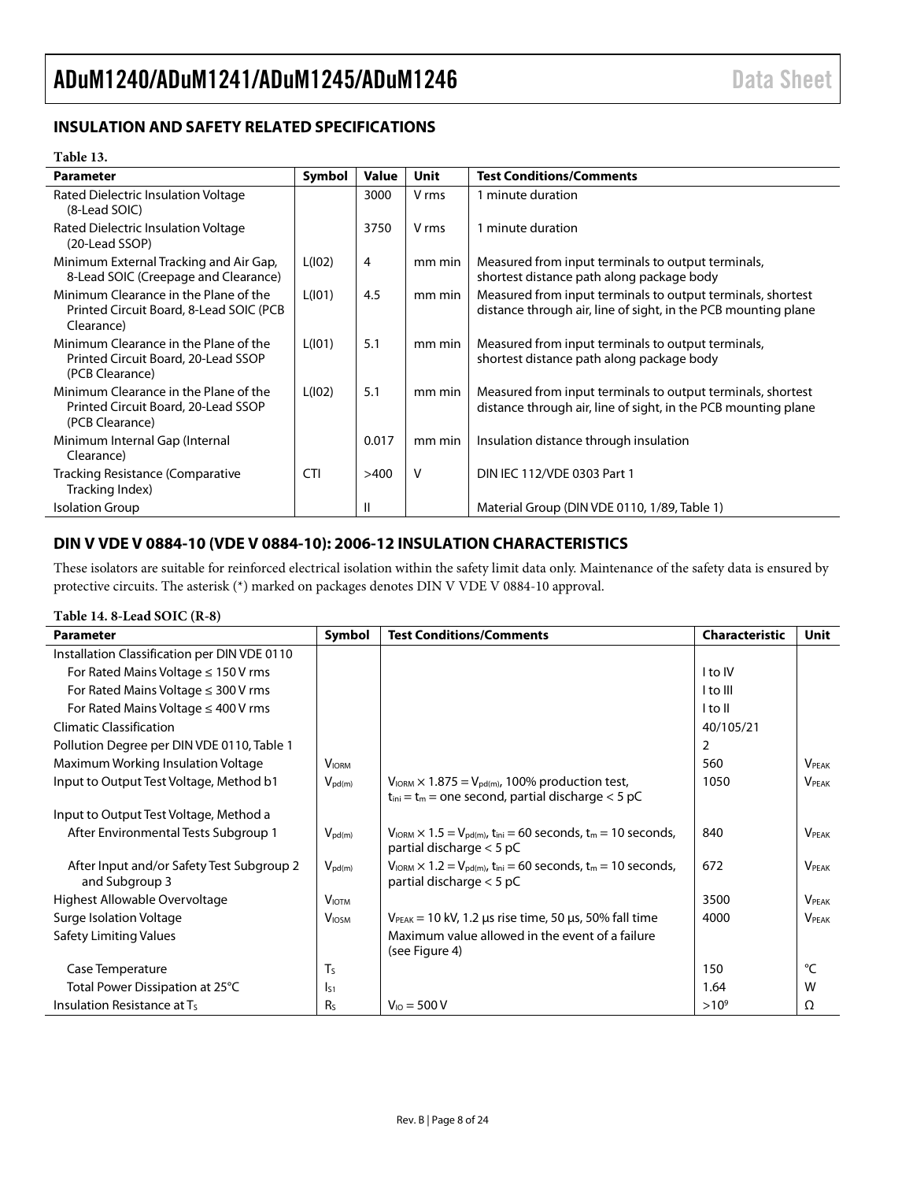## INSULATION AND SAFETY RELATED SPECIFICATIONS

**Table 13.**

| Parameter | Symbol | Value | Unit | Test Conditions/Comments |
|---|---|---|---|---|
| Rated Dielectric Insulation Voltage (8-Lead SOIC) | | 3000 | V rms | 1 minute duration |
| Rated Dielectric Insulation Voltage (20-Lead SSOP) | | 3750 | V rms | 1 minute duration |
| Minimum External Tracking and Air Gap, 8-Lead SOIC (Creepage and Clearance) | L(I02) | 4 | mm min | Measured from input terminals to output terminals, shortest distance path along package body |
| Minimum Clearance in the Plane of the Printed Circuit Board, 8-Lead SOIC (PCB Clearance) | L(I01) | 4.5 | mm min | Measured from input terminals to output terminals, shortest distance through air, line of sight, in the PCB mounting plane |
| Minimum Clearance in the Plane of the Printed Circuit Board, 20-Lead SSOP (PCB Clearance) | L(I01) | 5.1 | mm min | Measured from input terminals to output terminals, shortest distance path along package body |
| Minimum Clearance in the Plane of the Printed Circuit Board, 20-Lead SSOP (PCB Clearance) | L(I02) | 5.1 | mm min | Measured from input terminals to output terminals, shortest distance through air, line of sight, in the PCB mounting plane |
| Minimum Internal Gap (Internal Clearance) | | 0.017 | mm min | Insulation distance through insulation |
| Tracking Resistance (Comparative Tracking Index) | CTI | >400 | V | DIN IEC 112/VDE 0303 Part 1 |
| Isolation Group | | II | | Material Group (DIN VDE 0110, 1/89, Table 1) |

## DIN V VDE V 0884-10 (VDE V 0884-10): 2006-12 INSULATION CHARACTERISTICS

These isolators are suitable for reinforced electrical isolation within the safety limit data only. Maintenance of the safety data is ensured by protective circuits. The asterisk (*) marked on packages denotes DIN V VDE V 0884-10 approval.

**Table 14. 8-Lead SOIC (R-8)**

| Parameter | Symbol | Test Conditions/Comments | Characteristic | Unit |
|---|---|---|---|---|
| Installation Classification per DIN VDE 0110 | | | | |
| For Rated Mains Voltage ≤ 150 V rms | | | I to IV | |
| For Rated Mains Voltage ≤ 300 V rms | | | I to III | |
| For Rated Mains Voltage ≤ 400 V rms | | | I to II | |
| Climatic Classification | | | 40/105/21 | |
| Pollution Degree per DIN VDE 0110, Table 1 | | | 2 | |
| Maximum Working Insulation Voltage | $V_{IORM}$ | | 560 | $V_{PEAK}$ |
| Input to Output Test Voltage, Method b1 | $V_{pd(m)}$ | $V_{IORM} \times 1.875 = V_{pd(m)}$, 100% production test, $t_{ini} = t_m$ = one second, partial discharge < 5 pC | 1050 | $V_{PEAK}$ |
| Input to Output Test Voltage, Method a | | | | |
| After Environmental Tests Subgroup 1 | $V_{pd(m)}$ | $V_{IORM} \times 1.5 = V_{pd(m)}$, $t_{ini}$ = 60 seconds, $t_m$ = 10 seconds, partial discharge < 5 pC | 840 | $V_{PEAK}$ |
| After Input and/or Safety Test Subgroup 2 and Subgroup 3 | $V_{pd(m)}$ | $V_{IORM} \times 1.2 = V_{pd(m)}$, $t_{ini}$ = 60 seconds, $t_m$ = 10 seconds, partial discharge < 5 pC | 672 | $V_{PEAK}$ |
| Highest Allowable Overvoltage | $V_{IOTM}$ | | 3500 | $V_{PEAK}$ |
| Surge Isolation Voltage | $V_{IOSM}$ | $V_{PEAK}$ = 10 kV, 1.2 µs rise time, 50 µs, 50% fall time | 4000 | $V_{PEAK}$ |
| Safety Limiting Values | | Maximum value allowed in the event of a failure (see Figure 4) | | |
| Case Temperature | $T_S$ | | 150 | °C |
| Total Power Dissipation at 25°C | $I_{S1}$ | | 1.64 | W |
| Insulation Resistance at $T_S$ | $R_S$ | $V_{IO}$ = 500 V | $>10^9$ | Ω |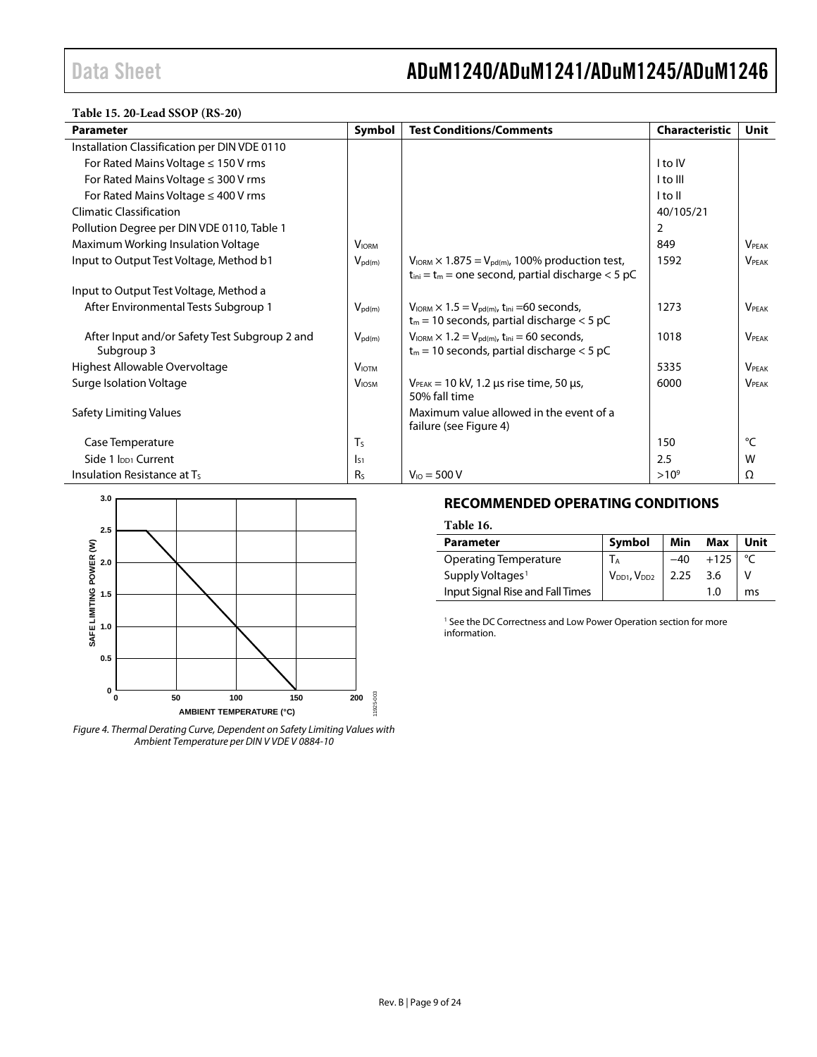**Table 15. 20-Lead SSOP (RS-20)**

| Parameter | Symbol | Test Conditions/Comments | Characteristic | Unit |
|---|---|---|---|---|
| Installation Classification per DIN VDE 0110 | | | | |
| For Rated Mains Voltage ≤ 150 V rms | | | I to IV | |
| For Rated Mains Voltage ≤ 300 V rms | | | I to III | |
| For Rated Mains Voltage ≤ 400 V rms | | | I to II | |
| Climatic Classification | | | 40/105/21 | |
| Pollution Degree per DIN VDE 0110, Table 1 | | | 2 | |
| Maximum Working Insulation Voltage | $V_{IORM}$ | | 849 | $V_{PEAK}$ |
| Input to Output Test Voltage, Method b1 | $V_{pd(m)}$ | $V_{IORM} \times 1.875 = V_{pd(m)}$, 100% production test, $t_{ini} = t_m$ = one second, partial discharge < 5 pC | 1592 | $V_{PEAK}$ |
| Input to Output Test Voltage, Method a | | | | |
| After Environmental Tests Subgroup 1 | $V_{pd(m)}$ | $V_{IORM} \times 1.5 = V_{pd(m)}$, $t_{ini}$ =60 seconds, $t_m$ = 10 seconds, partial discharge < 5 pC | 1273 | $V_{PEAK}$ |
| After Input and/or Safety Test Subgroup 2 and Subgroup 3 | $V_{pd(m)}$ | $V_{IORM} \times 1.2 = V_{pd(m)}$, $t_{ini}$ = 60 seconds, $t_m$ = 10 seconds, partial discharge < 5 pC | 1018 | $V_{PEAK}$ |
| Highest Allowable Overvoltage | $V_{IOTM}$ | | 5335 | $V_{PEAK}$ |
| Surge Isolation Voltage | $V_{IOSM}$ | $V_{PEAK}$ = 10 kV, 1.2 µs rise time, 50 µs, 50% fall time | 6000 | $V_{PEAK}$ |
| Safety Limiting Values | | Maximum value allowed in the event of a failure (see Figure 4) | | |
| Case Temperature | $T_S$ | | 150 | °C |
| Side 1 $I_{DD1}$ Current | $I_{S1}$ | | 2.5 | W |
| Insulation Resistance at $T_S$ | $R_S$ | $V_{IO}$ = 500 V | $>10^9$ | Ω |

*Figure 4. Thermal Derating Curve, Dependent on Safety Limiting Values with Ambient Temperature per DIN V VDE V 0884-10*

## RECOMMENDED OPERATING CONDITIONS

**Table 16.**

| Parameter | Symbol | Min | Max | Unit |
|---|---|---|---|---|
| Operating Temperature | $T_A$ | −40 | +125 | °C |
| Supply Voltages[1] | $V_{DD1}$, $V_{DD2}$ | 2.25 | 3.6 | V |
| Input Signal Rise and Fall Times | | | 1.0 | ms |

[1] See the DC Correctness and Low Power Operation section for more information.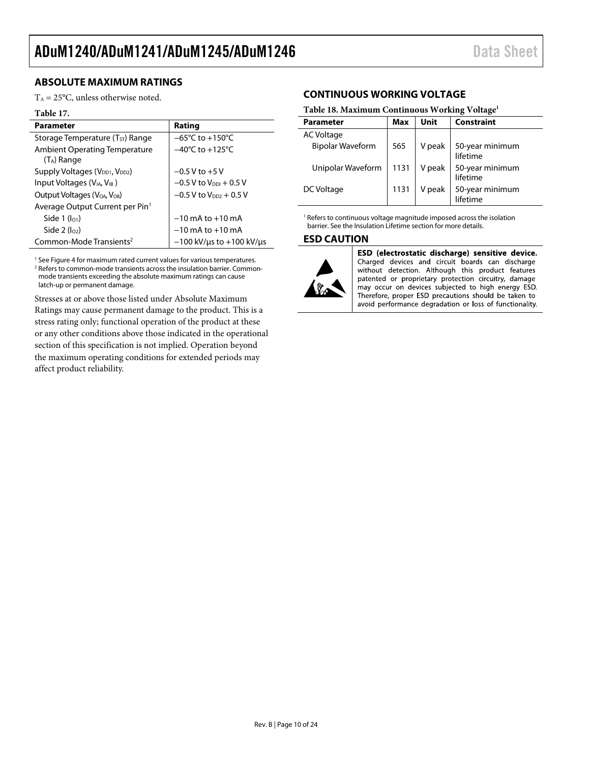## ABSOLUTE MAXIMUM RATINGS

$T_A$ = 25°C, unless otherwise noted.

**Table 17.**

| Parameter | Rating |
|---|---|
| Storage Temperature ($T_{ST}$) Range | −65°C to +150°C |
| Ambient Operating Temperature ($T_A$) Range | −40°C to +125°C |
| Supply Voltages ($V_{DD1}$, $V_{DD2}$) | −0.5 V to +5 V |
| Input Voltages ($V_{IA}$, $V_{IB}$ ) | −0.5 V to $V_{DDI}$ + 0.5 V |
| Output Voltages ($V_{OA}$, $V_{OB}$) | −0.5 V to $V_{DD2}$ + 0.5 V |
| Average Output Current per Pin[1] | |
| Side 1 ($I_{O1}$) | −10 mA to +10 mA |
| Side 2 ($I_{O2}$) | −10 mA to +10 mA |
| Common-Mode Transients[2] | −100 kV/μs to +100 kV/μs |

[1] See Figure 4 for maximum rated current values for various temperatures.
[2] Refers to common-mode transients across the insulation barrier. Common-mode transients exceeding the absolute maximum ratings can cause latch-up or permanent damage.

Stresses at or above those listed under Absolute Maximum Ratings may cause permanent damage to the product. This is a stress rating only; functional operation of the product at these or any other conditions above those indicated in the operational section of this specification is not implied. Operation beyond the maximum operating conditions for extended periods may affect product reliability.

## CONTINUOUS WORKING VOLTAGE

**Table 18. Maximum Continuous Working Voltage[1]**

| Parameter | Max | Unit | Constraint |
|---|---|---|---|
| AC Voltage | | | |
| Bipolar Waveform | 565 | V peak | 50-year minimum lifetime |
| Unipolar Waveform | 1131 | V peak | 50-year minimum lifetime |
| DC Voltage | 1131 | V peak | 50-year minimum lifetime |

[1] Refers to continuous voltage magnitude imposed across the isolation barrier. See the Insulation Lifetime section for more details.

## ESD CAUTION

**ESD (electrostatic discharge) sensitive device.** Charged devices and circuit boards can discharge without detection. Although this product features patented or proprietary protection circuitry, damage may occur on devices subjected to high energy ESD. Therefore, proper ESD precautions should be taken to avoid performance degradation or loss of functionality.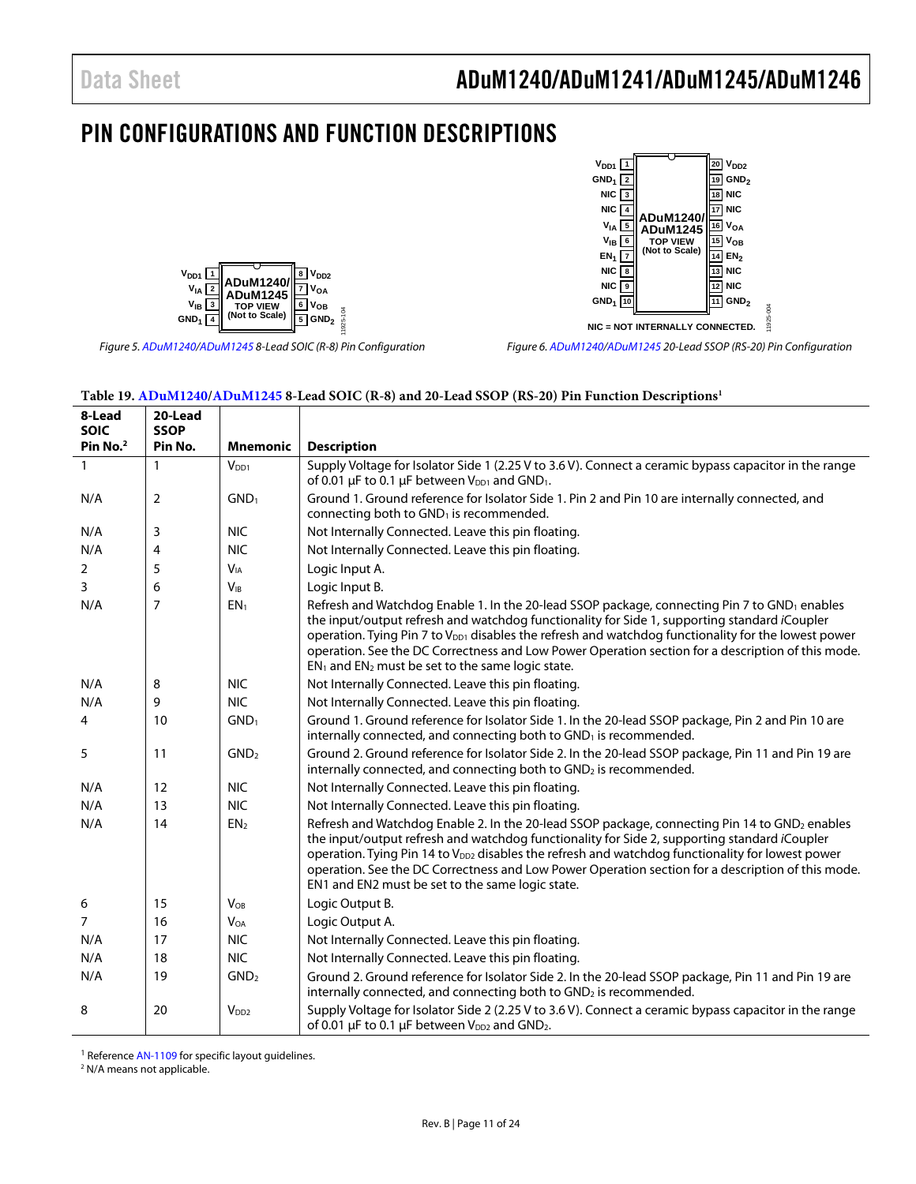# PIN CONFIGURATIONS AND FUNCTION DESCRIPTIONS

*Figure 5. ADuM1240/ADuM1245 8-Lead SOIC (R-8) Pin Configuration*

*Figure 6. ADuM1240/ADuM1245 20-Lead SSOP (RS-20) Pin Configuration*

**Table 19. ADuM1240/ADuM1245 8-Lead SOIC (R-8) and 20-Lead SSOP (RS-20) Pin Function Descriptions[1]**

| 8-Lead SOIC Pin No.[2] | 20-Lead SSOP Pin No. | Mnemonic | Description |
|---|---|---|---|
| 1 | 1 | $V_{DD1}$ | Supply Voltage for Isolator Side 1 (2.25 V to 3.6 V). Connect a ceramic bypass capacitor in the range of 0.01 µF to 0.1 µF between $V_{DD1}$ and $GND_1$. |
| N/A | 2 | $GND_1$ | Ground 1. Ground reference for Isolator Side 1. Pin 2 and Pin 10 are internally connected, and connecting both to $GND_1$ is recommended. |
| N/A | 3 | NIC | Not Internally Connected. Leave this pin floating. |
| N/A | 4 | NIC | Not Internally Connected. Leave this pin floating. |
| 2 | 5 | $V_{IA}$ | Logic Input A. |
| 3 | 6 | $V_{IB}$ | Logic Input B. |
| N/A | 7 | $EN_1$ | Refresh and Watchdog Enable 1. In the 20-lead SSOP package, connecting Pin 7 to $GND_1$ enables the input/output refresh and watchdog functionality for Side 1, supporting standard *i*Coupler operation. Tying Pin 7 to $V_{DD1}$ disables the refresh and watchdog functionality for the lowest power operation. See the DC Correctness and Low Power Operation section for a description of this mode. $EN_1$ and $EN_2$ must be set to the same logic state. |
| N/A | 8 | NIC | Not Internally Connected. Leave this pin floating. |
| N/A | 9 | NIC | Not Internally Connected. Leave this pin floating. |
| 4 | 10 | $GND_1$ | Ground 1. Ground reference for Isolator Side 1. In the 20-lead SSOP package, Pin 2 and Pin 10 are internally connected, and connecting both to $GND_1$ is recommended. |
| 5 | 11 | $GND_2$ | Ground 2. Ground reference for Isolator Side 2. In the 20-lead SSOP package, Pin 11 and Pin 19 are internally connected, and connecting both to $GND_2$ is recommended. |
| N/A | 12 | NIC | Not Internally Connected. Leave this pin floating. |
| N/A | 13 | NIC | Not Internally Connected. Leave this pin floating. |
| N/A | 14 | $EN_2$ | Refresh and Watchdog Enable 2. In the 20-lead SSOP package, connecting Pin 14 to $GND_2$ enables the input/output refresh and watchdog functionality for Side 2, supporting standard *i*Coupler operation. Tying Pin 14 to $V_{DD2}$ disables the refresh and watchdog functionality for lowest power operation. See the DC Correctness and Low Power Operation section for a description of this mode. EN1 and EN2 must be set to the same logic state. |
| 6 | 15 | $V_{OB}$ | Logic Output B. |
| 7 | 16 | $V_{OA}$ | Logic Output A. |
| N/A | 17 | NIC | Not Internally Connected. Leave this pin floating. |
| N/A | 18 | NIC | Not Internally Connected. Leave this pin floating. |
| N/A | 19 | $GND_2$ | Ground 2. Ground reference for Isolator Side 2. In the 20-lead SSOP package, Pin 11 and Pin 19 are internally connected, and connecting both to $GND_2$ is recommended. |
| 8 | 20 | $V_{DD2}$ | Supply Voltage for Isolator Side 2 (2.25 V to 3.6 V). Connect a ceramic bypass capacitor in the range of 0.01 µF to 0.1 µF between $V_{DD2}$ and $GND_2$. |

[1] Reference AN-1109 for specific layout guidelines.
[2] N/A means not applicable.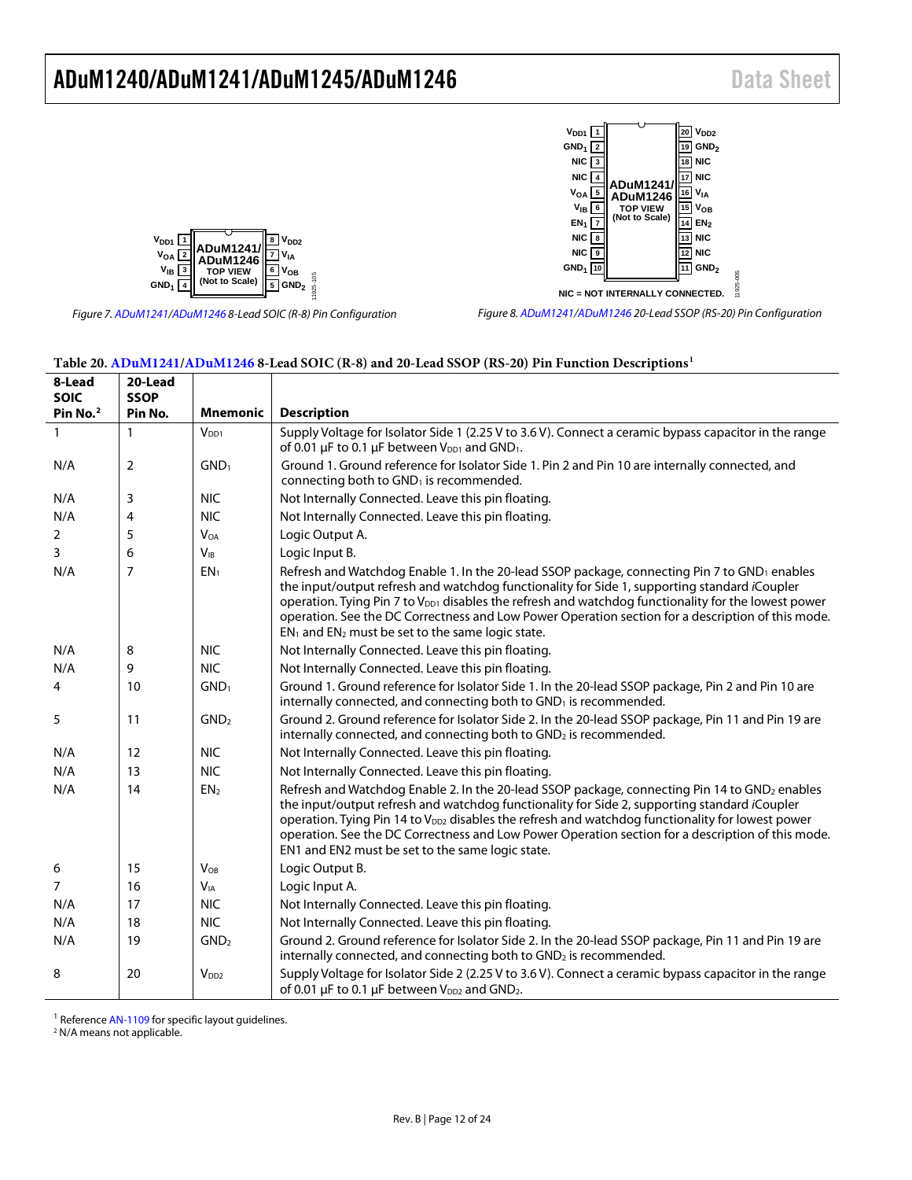Figure 7. ADuM1241/ADuM1246 8-Lead SOIC (R-8) Pin Configuration

Figure 8. ADuM1241/ADuM1246 20-Lead SSOP (RS-20) Pin Configuration

**Table 20. ADuM1241/ADuM1246 8-Lead SOIC (R-8) and 20-Lead SSOP (RS-20) Pin Function Descriptions[1]**

| 8-Lead SOIC Pin No.[2] | 20-Lead SSOP Pin No. | Mnemonic | Description |
|---|---|---|---|
| 1 | 1 | $V_{DD1}$ | Supply Voltage for Isolator Side 1 (2.25 V to 3.6 V). Connect a ceramic bypass capacitor in the range of 0.01 µF to 0.1 µF between $V_{DD1}$ and $GND_1$. |
| N/A | 2 | $GND_1$ | Ground 1. Ground reference for Isolator Side 1. Pin 2 and Pin 10 are internally connected, and connecting both to $GND_1$ is recommended. |
| N/A | 3 | NIC | Not Internally Connected. Leave this pin floating. |
| N/A | 4 | NIC | Not Internally Connected. Leave this pin floating. |
| 2 | 5 | $V_{OA}$ | Logic Output A. |
| 3 | 6 | $V_{IB}$ | Logic Input B. |
| N/A | 7 | $EN_1$ | Refresh and Watchdog Enable 1. In the 20-lead SSOP package, connecting Pin 7 to $GND_1$ enables the input/output refresh and watchdog functionality for Side 1, supporting standard *i*Coupler operation. Tying Pin 7 to $V_{DD1}$ disables the refresh and watchdog functionality for the lowest power operation. See the DC Correctness and Low Power Operation section for a description of this mode. $EN_1$ and $EN_2$ must be set to the same logic state. |
| N/A | 8 | NIC | Not Internally Connected. Leave this pin floating. |
| N/A | 9 | NIC | Not Internally Connected. Leave this pin floating. |
| 4 | 10 | $GND_1$ | Ground 1. Ground reference for Isolator Side 1. In the 20-lead SSOP package, Pin 2 and Pin 10 are internally connected, and connecting both to $GND_1$ is recommended. |
| 5 | 11 | $GND_2$ | Ground 2. Ground reference for Isolator Side 2. In the 20-lead SSOP package, Pin 11 and Pin 19 are internally connected, and connecting both to $GND_2$ is recommended. |
| N/A | 12 | NIC | Not Internally Connected. Leave this pin floating. |
| N/A | 13 | NIC | Not Internally Connected. Leave this pin floating. |
| N/A | 14 | $EN_2$ | Refresh and Watchdog Enable 2. In the 20-lead SSOP package, connecting Pin 14 to $GND_2$ enables the input/output refresh and watchdog functionality for Side 2, supporting standard *i*Coupler operation. Tying Pin 14 to $V_{DD2}$ disables the refresh and watchdog functionality for lowest power operation. See the DC Correctness and Low Power Operation section for a description of this mode. EN1 and EN2 must be set to the same logic state. |
| 6 | 15 | $V_{OB}$ | Logic Output B. |
| 7 | 16 | $V_{IA}$ | Logic Input A. |
| N/A | 17 | NIC | Not Internally Connected. Leave this pin floating. |
| N/A | 18 | NIC | Not Internally Connected. Leave this pin floating. |
| N/A | 19 | $GND_2$ | Ground 2. Ground reference for Isolator Side 2. In the 20-lead SSOP package, Pin 11 and Pin 19 are internally connected, and connecting both to $GND_2$ is recommended. |
| 8 | 20 | $V_{DD2}$ | Supply Voltage for Isolator Side 2 (2.25 V to 3.6 V). Connect a ceramic bypass capacitor in the range of 0.01 µF to 0.1 µF between $V_{DD2}$ and $GND_2$. |

[1] Reference AN-1109 for specific layout guidelines.
[2] N/A means not applicable.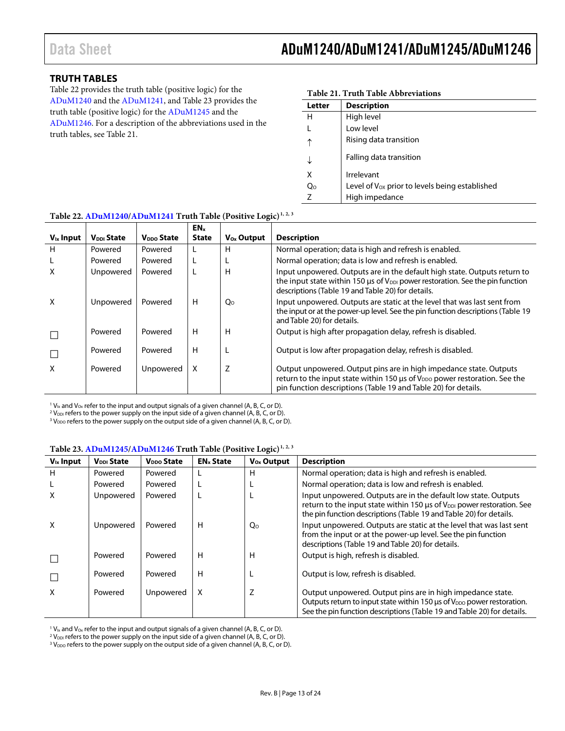## TRUTH TABLES

Table 22 provides the truth table (positive logic) for the ADuM1240 and the ADuM1241, and Table 23 provides the truth table (positive logic) for the ADuM1245 and the ADuM1246. For a description of the abbreviations used in the truth tables, see Table 21.

**Table 21. Truth Table Abbreviations**

| Letter | Description |
|---|---|
| H | High level |
| L | Low level |
| ↑ | Rising data transition |
| ↓ | Falling data transition |
| X | Irrelevant |
| $Q_O$ | Level of $V_{Ox}$ prior to levels being established |
| Z | High impedance |

**Table 22. ADuM1240/ADuM1241 Truth Table (Positive Logic)[1, 2, 3]**

| $V_{Ix}$ Input | $V_{DDI}$ State | $V_{DDO}$ State | $EN_x$ State | $V_{Ox}$ Output | Description |
|---|---|---|---|---|---|
| H | Powered | Powered | L | H | Normal operation; data is high and refresh is enabled. |
| L | Powered | Powered | L | L | Normal operation; data is low and refresh is enabled. |
| X | Unpowered | Powered | L | H | Input unpowered. Outputs are in the default high state. Outputs return to the input state within 150 µs of $V_{DDI}$ power restoration. See the pin function descriptions (Table 19 and Table 20) for details. |
| X | Unpowered | Powered | H | $Q_O$ | Input unpowered. Outputs are static at the level that was last sent from the input or at the power-up level. See the pin function descriptions (Table 19 and Table 20) for details. |
| ☐ | Powered | Powered | H | H | Output is high after propagation delay, refresh is disabled. |
| ☐ | Powered | Powered | H | L | Output is low after propagation delay, refresh is disabled. |
| X | Powered | Unpowered | X | Z | Output unpowered. Output pins are in high impedance state. Outputs return to the input state within 150 µs of $V_{DDO}$ power restoration. See the pin function descriptions (Table 19 and Table 20) for details. |

[1] $V_{Ix}$ and $V_{Ox}$ refer to the input and output signals of a given channel (A, B, C, or D).
[2] $V_{DDI}$ refers to the power supply on the input side of a given channel (A, B, C, or D).
[3] $V_{DDO}$ refers to the power supply on the output side of a given channel (A, B, C, or D).

**Table 23. ADuM1245/ADuM1246 Truth Table (Positive Logic)[1, 2, 3]**

| $V_{Ix}$ Input | $V_{DDI}$ State | $V_{DDO}$ State | $EN_x$ State | $V_{Ox}$ Output | Description |
|---|---|---|---|---|---|
| H | Powered | Powered | L | H | Normal operation; data is high and refresh is enabled. |
| L | Powered | Powered | L | L | Normal operation; data is low and refresh is enabled. |
| X | Unpowered | Powered | L | L | Input unpowered. Outputs are in the default low state. Outputs return to the input state within 150 µs of $V_{DDI}$ power restoration. See the pin function descriptions (Table 19 and Table 20) for details. |
| X | Unpowered | Powered | H | $Q_O$ | Input unpowered. Outputs are static at the level that was last sent from the input or at the power-up level. See the pin function descriptions (Table 19 and Table 20) for details. |
| ☐ | Powered | Powered | H | H | Output is high, refresh is disabled. |
| ☐ | Powered | Powered | H | L | Output is low, refresh is disabled. |
| X | Powered | Unpowered | X | Z | Output unpowered. Output pins are in high impedance state. Outputs return to input state within 150 µs of $V_{DDO}$ power restoration. See the pin function descriptions (Table 19 and Table 20) for details. |

[1] $V_{Ix}$ and $V_{Ox}$ refer to the input and output signals of a given channel (A, B, C, or D).
[2] $V_{DDI}$ refers to the power supply on the input side of a given channel (A, B, C, or D).
[3] $V_{DDO}$ refers to the power supply on the output side of a given channel (A, B, C, or D).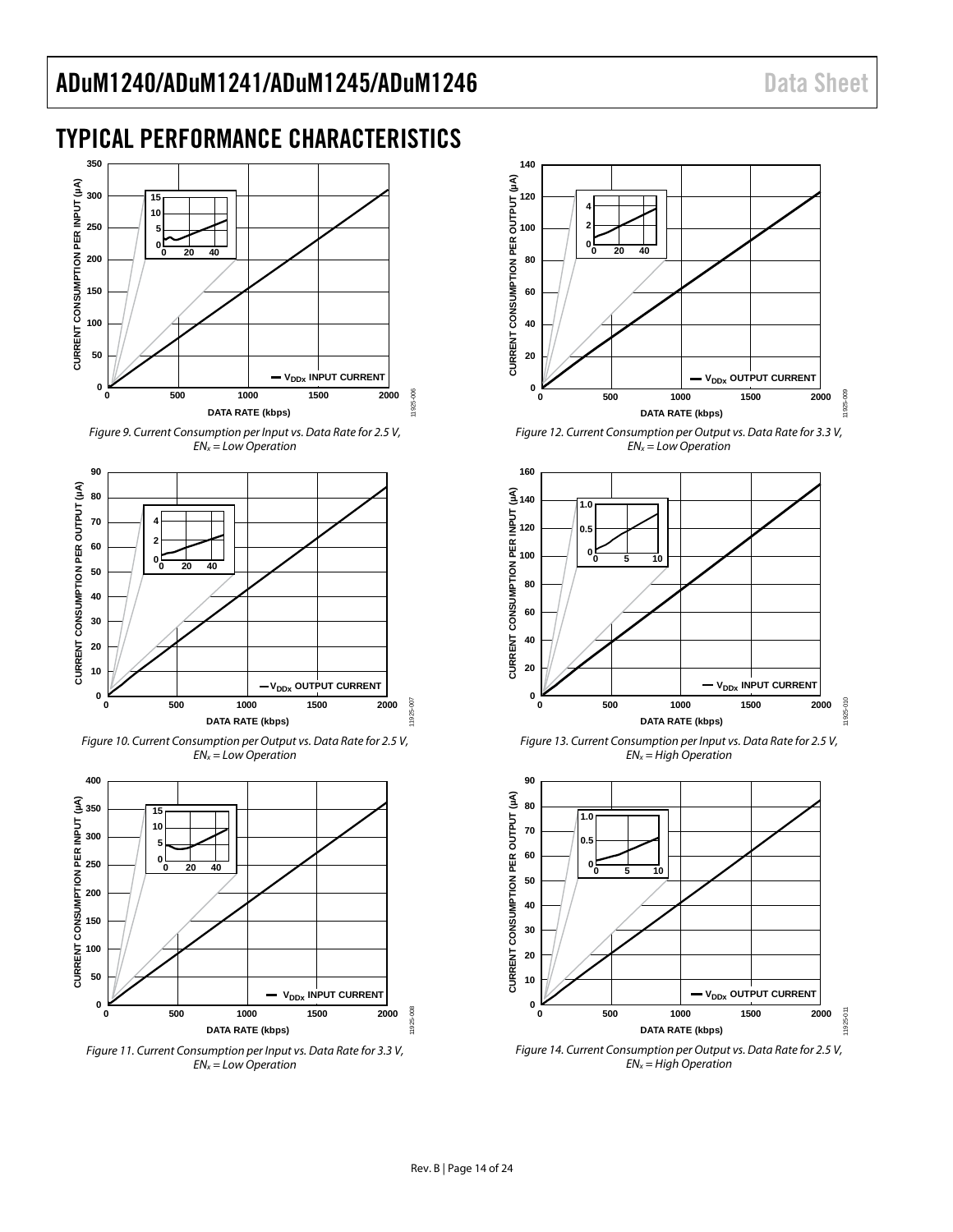# TYPICAL PERFORMANCE CHARACTERISTICS

*Figure 9. Current Consumption per Input vs. Data Rate for 2.5 V, $EN_x$ = Low Operation*

*Figure 10. Current Consumption per Output vs. Data Rate for 2.5 V, $EN_x$ = Low Operation*

*Figure 11. Current Consumption per Input vs. Data Rate for 3.3 V, $EN_x$ = Low Operation*

*Figure 12. Current Consumption per Output vs. Data Rate for 3.3 V, $EN_x$ = Low Operation*

*Figure 13. Current Consumption per Input vs. Data Rate for 2.5 V, $EN_x$ = High Operation*

*Figure 14. Current Consumption per Output vs. Data Rate for 2.5 V, $EN_x$ = High Operation*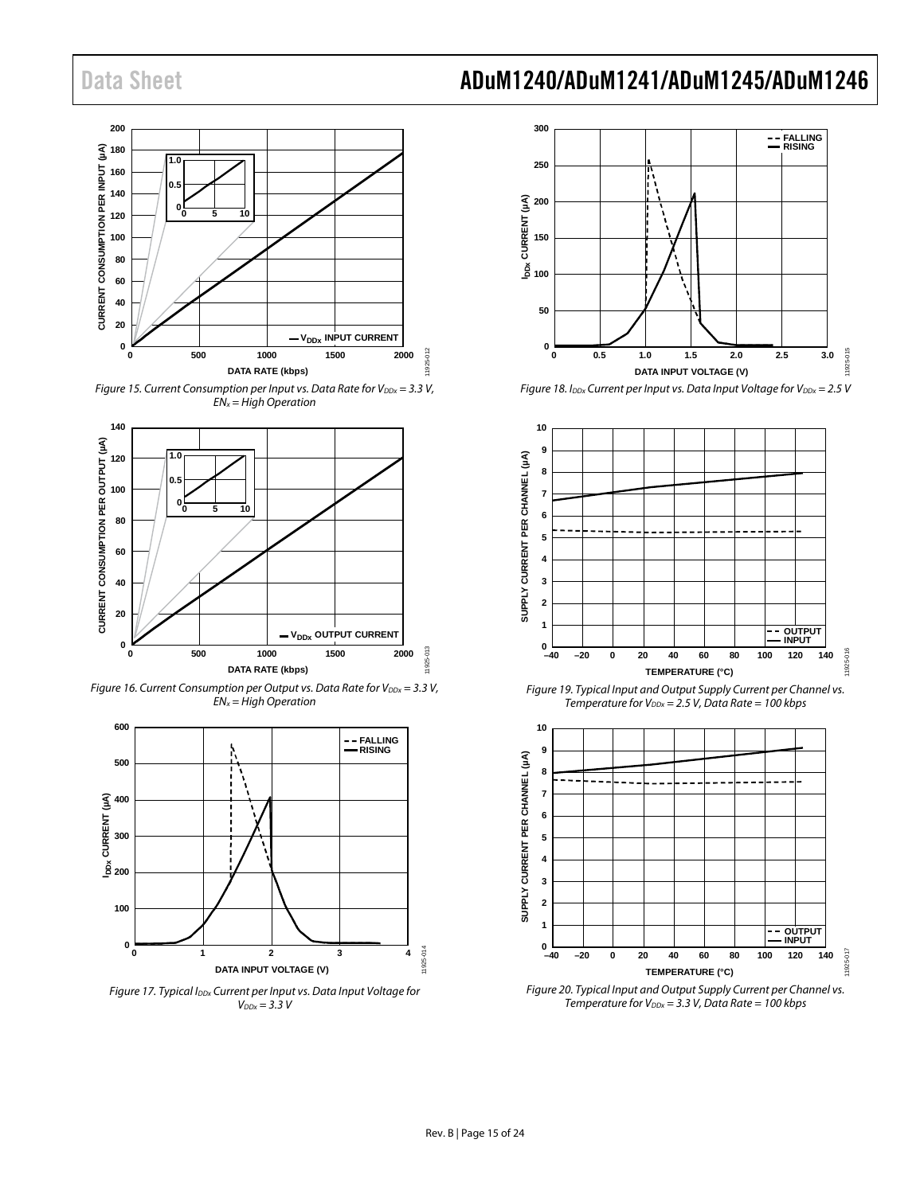Figure 15. Current Consumption per Input vs. Data Rate for $V_{DDx}$ = 3.3 V, $EN_x$ = High Operation

Figure 16. Current Consumption per Output vs. Data Rate for $V_{DDx}$ = 3.3 V, $EN_x$ = High Operation

Figure 17. Typical $I_{DDx}$ Current per Input vs. Data Input Voltage for $V_{DDx}$ = 3.3 V

Figure 18. $I_{DDx}$ Current per Input vs. Data Input Voltage for $V_{DDx}$ = 2.5 V

Figure 19. Typical Input and Output Supply Current per Channel vs. Temperature for $V_{DDx}$ = 2.5 V, Data Rate = 100 kbps

Figure 20. Typical Input and Output Supply Current per Channel vs. Temperature for $V_{DDx}$ = 3.3 V, Data Rate = 100 kbps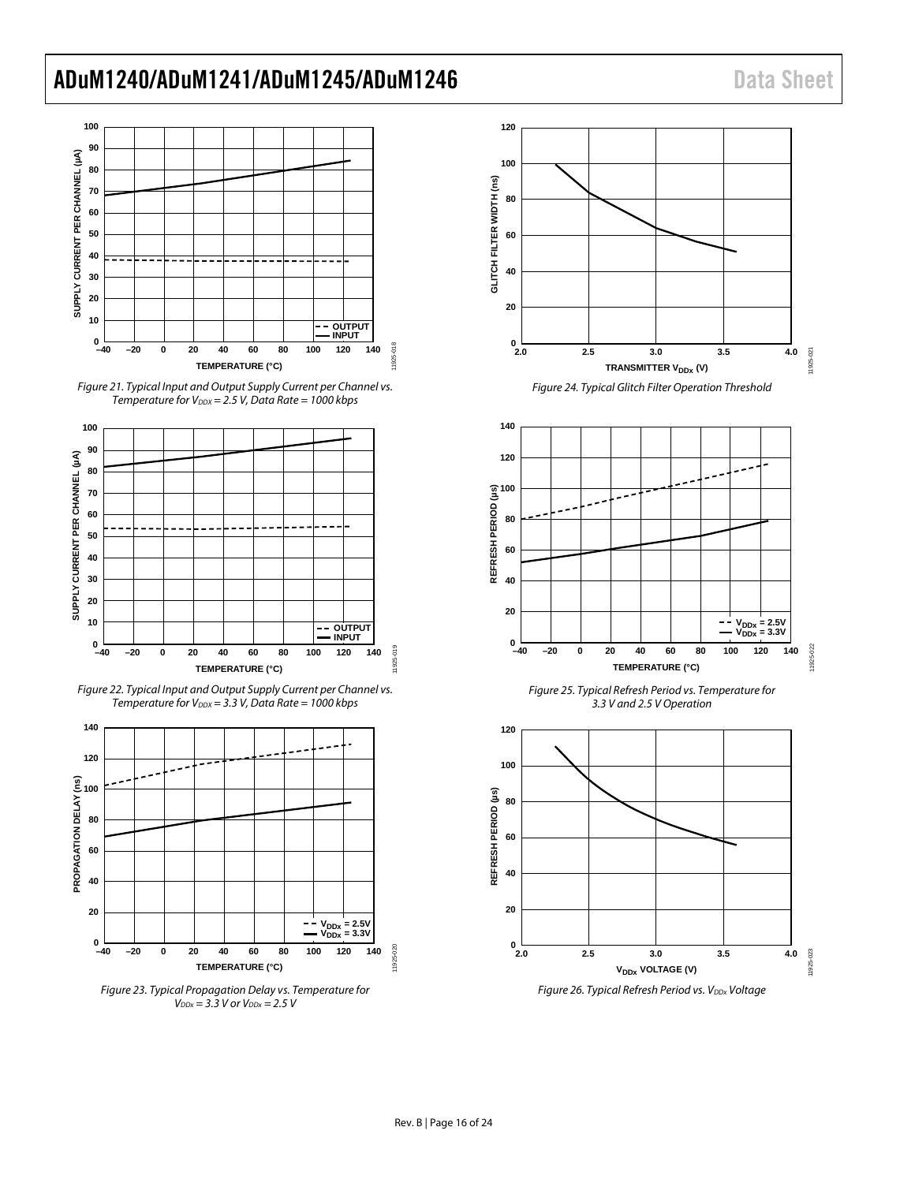Figure 21. Typical Input and Output Supply Current per Channel vs. Temperature for $V_{DDX}$ = 2.5 V, Data Rate = 1000 kbps

Figure 22. Typical Input and Output Supply Current per Channel vs. Temperature for $V_{DDX}$ = 3.3 V, Data Rate = 1000 kbps

Figure 23. Typical Propagation Delay vs. Temperature for $V_{DDx}$ = 3.3 V or $V_{DDx}$ = 2.5 V

Figure 24. Typical Glitch Filter Operation Threshold

Figure 25. Typical Refresh Period vs. Temperature for 3.3 V and 2.5 V Operation

Figure 26. Typical Refresh Period vs. $V_{DDx}$ Voltage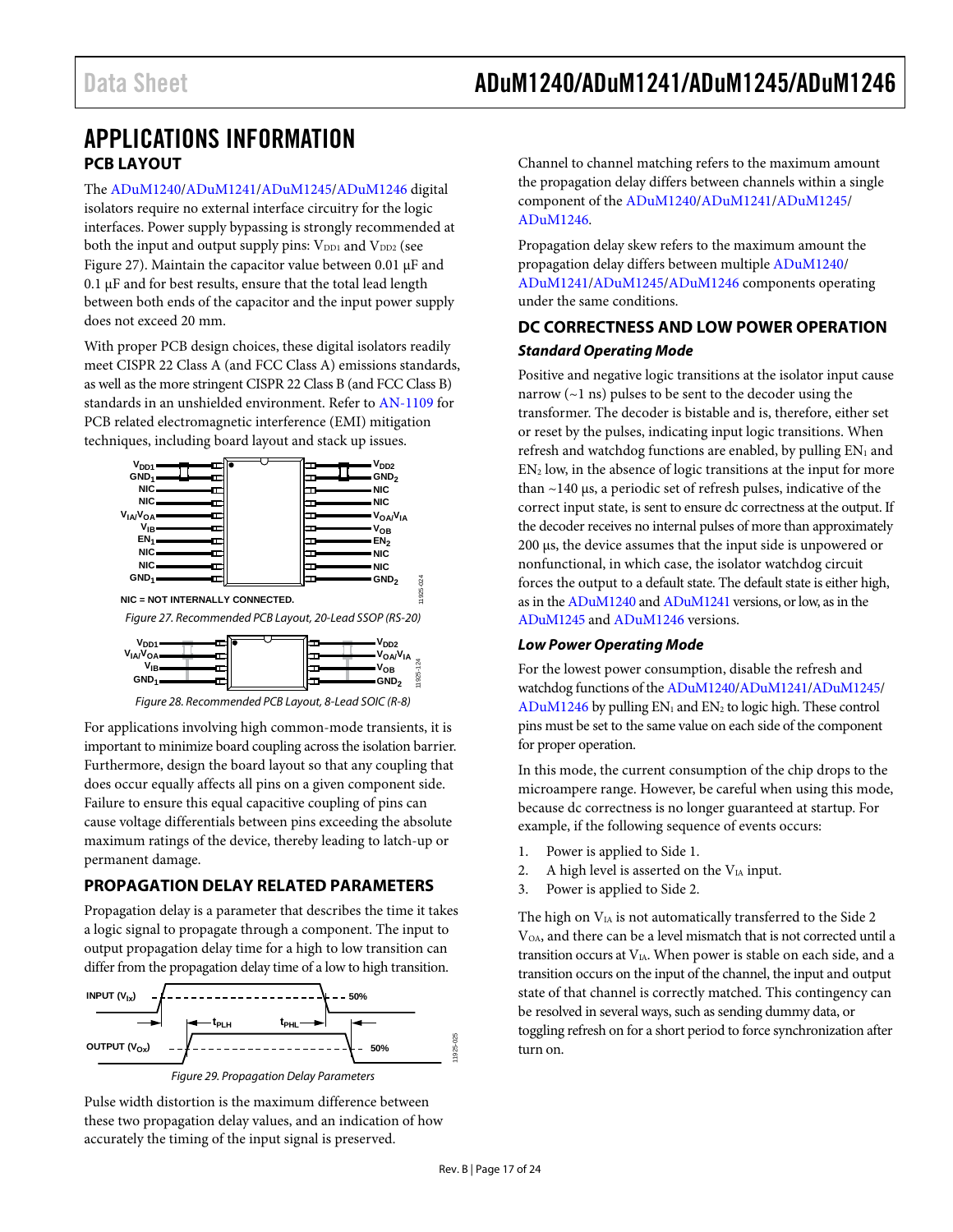# APPLICATIONS INFORMATION

## PCB LAYOUT

The ADuM1240/ADuM1241/ADuM1245/ADuM1246 digital isolators require no external interface circuitry for the logic interfaces. Power supply bypassing is strongly recommended at both the input and output supply pins: $V_{DD1}$ and $V_{DD2}$ (see Figure 27). Maintain the capacitor value between 0.01 µF and 0.1 µF and for best results, ensure that the total lead length between both ends of the capacitor and the input power supply does not exceed 20 mm.

With proper PCB design choices, these digital isolators readily meet CISPR 22 Class A (and FCC Class A) emissions standards, as well as the more stringent CISPR 22 Class B (and FCC Class B) standards in an unshielded environment. Refer to AN-1109 for PCB related electromagnetic interference (EMI) mitigation techniques, including board layout and stack up issues.

NIC = NOT INTERNALLY CONNECTED.

Figure 27. Recommended PCB Layout, 20-Lead SSOP (RS-20)

Figure 28. Recommended PCB Layout, 8-Lead SOIC (R-8)

For applications involving high common-mode transients, it is important to minimize board coupling across the isolation barrier. Furthermore, design the board layout so that any coupling that does occur equally affects all pins on a given component side. Failure to ensure this equal capacitive coupling of pins can cause voltage differentials between pins exceeding the absolute maximum ratings of the device, thereby leading to latch-up or permanent damage.

## PROPAGATION DELAY RELATED PARAMETERS

Propagation delay is a parameter that describes the time it takes a logic signal to propagate through a component. The input to output propagation delay time for a high to low transition can differ from the propagation delay time of a low to high transition.

Figure 29. Propagation Delay Parameters

Pulse width distortion is the maximum difference between these two propagation delay values, and an indication of how accurately the timing of the input signal is preserved.

Channel to channel matching refers to the maximum amount the propagation delay differs between channels within a single component of the ADuM1240/ADuM1241/ADuM1245/ADuM1246.

Propagation delay skew refers to the maximum amount the propagation delay differs between multiple ADuM1240/ADuM1241/ADuM1245/ADuM1246 components operating under the same conditions.

## DC CORRECTNESS AND LOW POWER OPERATION

### *Standard Operating Mode*

Positive and negative logic transitions at the isolator input cause narrow (~1 ns) pulses to be sent to the decoder using the transformer. The decoder is bistable and is, therefore, either set or reset by the pulses, indicating input logic transitions. When refresh and watchdog functions are enabled, by pulling $EN_1$ and $EN_2$ low, in the absence of logic transitions at the input for more than ~140 µs, a periodic set of refresh pulses, indicative of the correct input state, is sent to ensure dc correctness at the output. If the decoder receives no internal pulses of more than approximately 200 µs, the device assumes that the input side is unpowered or nonfunctional, in which case, the isolator watchdog circuit forces the output to a default state. The default state is either high, as in the ADuM1240 and ADuM1241 versions, or low, as in the ADuM1245 and ADuM1246 versions.

### *Low Power Operating Mode*

For the lowest power consumption, disable the refresh and watchdog functions of the ADuM1240/ADuM1241/ADuM1245/ADuM1246 by pulling $EN_1$ and $EN_2$ to logic high. These control pins must be set to the same value on each side of the component for proper operation.

In this mode, the current consumption of the chip drops to the microampere range. However, be careful when using this mode, because dc correctness is no longer guaranteed at startup. For example, if the following sequence of events occurs:

1. Power is applied to Side 1.
2. A high level is asserted on the $V_{IA}$ input.
3. Power is applied to Side 2.

The high on $V_{IA}$ is not automatically transferred to the Side 2 $V_{OA}$, and there can be a level mismatch that is not corrected until a transition occurs at $V_{IA}$. When power is stable on each side, and a transition occurs on the input of the channel, the input and output state of that channel is correctly matched. This contingency can be resolved in several ways, such as sending dummy data, or toggling refresh on for a short period to force synchronization after turn on.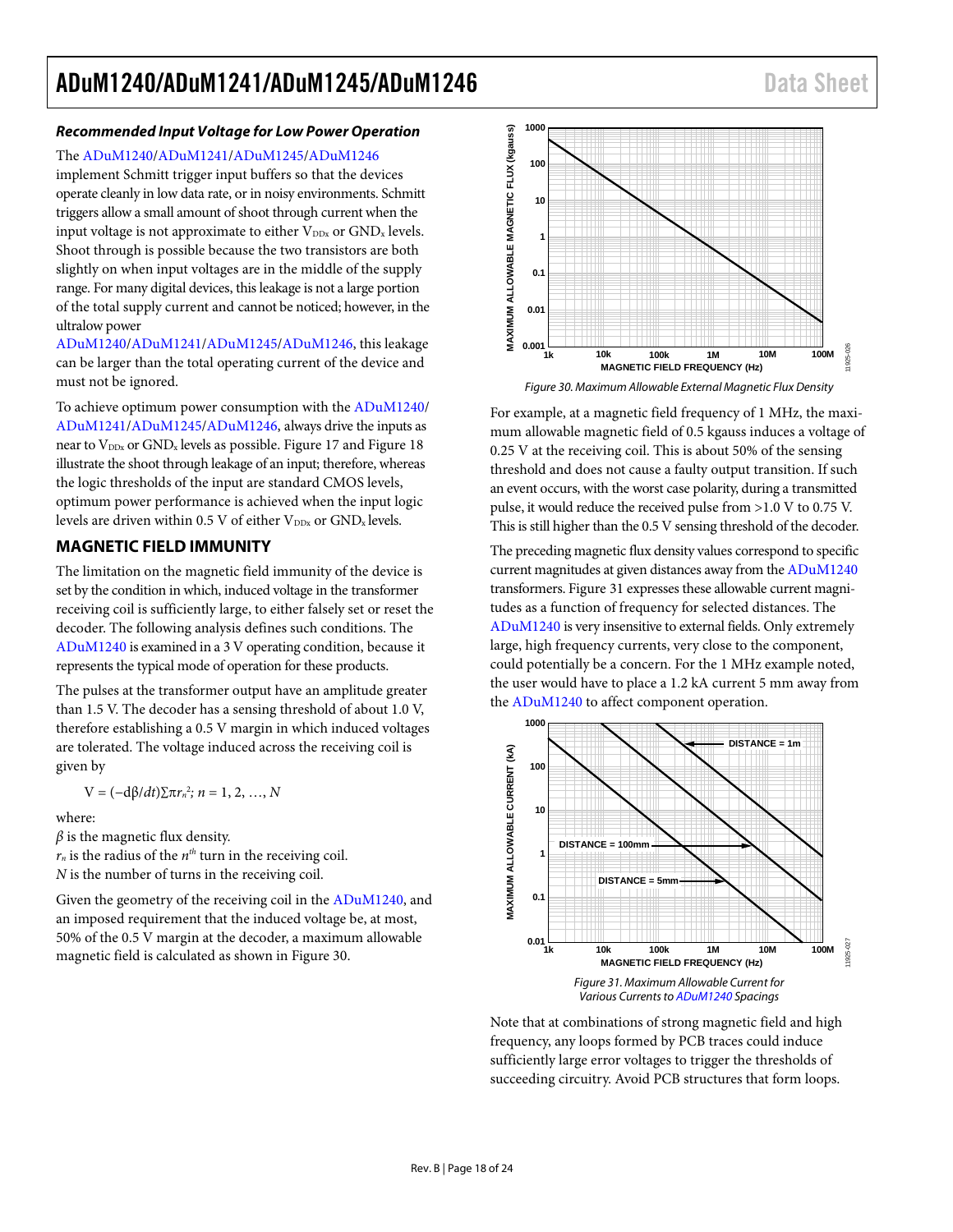### *Recommended Input Voltage for Low Power Operation*

The ADuM1240/ADuM1241/ADuM1245/ADuM1246 implement Schmitt trigger input buffers so that the devices operate cleanly in low data rate, or in noisy environments. Schmitt triggers allow a small amount of shoot through current when the input voltage is not approximate to either $V_{DDx}$ or $GND_x$ levels. Shoot through is possible because the two transistors are both slightly on when input voltages are in the middle of the supply range. For many digital devices, this leakage is not a large portion of the total supply current and cannot be noticed; however, in the ultralow power ADuM1240/ADuM1241/ADuM1245/ADuM1246, this leakage can be larger than the total operating current of the device and must not be ignored.

To achieve optimum power consumption with the ADuM1240/ADuM1241/ADuM1245/ADuM1246, always drive the inputs as near to $V_{DDx}$ or $GND_x$ levels as possible. Figure 17 and Figure 18 illustrate the shoot through leakage of an input; therefore, whereas the logic thresholds of the input are standard CMOS levels, optimum power performance is achieved when the input logic levels are driven within 0.5 V of either $V_{DDx}$ or $GND_x$ levels.

## MAGNETIC FIELD IMMUNITY

The limitation on the magnetic field immunity of the device is set by the condition in which, induced voltage in the transformer receiving coil is sufficiently large, to either falsely set or reset the decoder. The following analysis defines such conditions. The ADuM1240 is examined in a 3 V operating condition, because it represents the typical mode of operation for these products.

The pulses at the transformer output have an amplitude greater than 1.5 V. The decoder has a sensing threshold of about 1.0 V, therefore establishing a 0.5 V margin in which induced voltages are tolerated. The voltage induced across the receiving coil is given by

$$V = (-d\beta/dt)\sum \pi r_n^2;\ n = 1, 2, \ldots, N$$

where:
$\beta$ is the magnetic flux density.
$r_n$ is the radius of the $n^{th}$ turn in the receiving coil.
$N$ is the number of turns in the receiving coil.

Given the geometry of the receiving coil in the ADuM1240, and an imposed requirement that the induced voltage be, at most, 50% of the 0.5 V margin at the decoder, a maximum allowable magnetic field is calculated as shown in Figure 30.

*Figure 30. Maximum Allowable External Magnetic Flux Density*

For example, at a magnetic field frequency of 1 MHz, the maximum allowable magnetic field of 0.5 kgauss induces a voltage of 0.25 V at the receiving coil. This is about 50% of the sensing threshold and does not cause a faulty output transition. If such an event occurs, with the worst case polarity, during a transmitted pulse, it would reduce the received pulse from >1.0 V to 0.75 V. This is still higher than the 0.5 V sensing threshold of the decoder.

The preceding magnetic flux density values correspond to specific current magnitudes at given distances away from the ADuM1240 transformers. Figure 31 expresses these allowable current magnitudes as a function of frequency for selected distances. The ADuM1240 is very insensitive to external fields. Only extremely large, high frequency currents, very close to the component, could potentially be a concern. For the 1 MHz example noted, the user would have to place a 1.2 kA current 5 mm away from the ADuM1240 to affect component operation.

*Figure 31. Maximum Allowable Current for Various Currents to ADuM1240 Spacings*

Note that at combinations of strong magnetic field and high frequency, any loops formed by PCB traces could induce sufficiently large error voltages to trigger the thresholds of succeeding circuitry. Avoid PCB structures that form loops.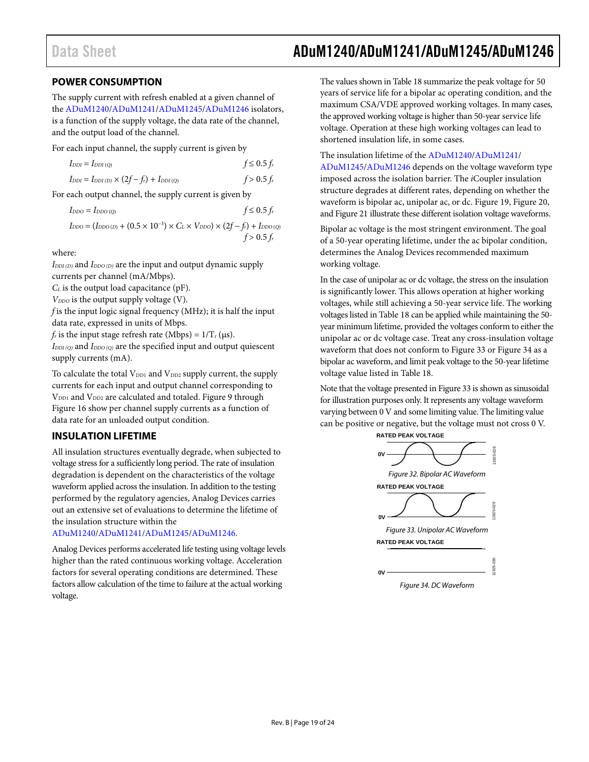## POWER CONSUMPTION

The supply current with refresh enabled at a given channel of the ADuM1240/ADuM1241/ADuM1245/ADuM1246 isolators, is a function of the supply voltage, the data rate of the channel, and the output load of the channel.

For each input channel, the supply current is given by

$$I_{DDI} = I_{DDI\,(Q)} \qquad f \leq 0.5\, f_r$$

$$I_{DDI} = I_{DDI\,(D)} \times (2f - f_r) + I_{DDI\,(Q)} \qquad f > 0.5\, f_r$$

For each output channel, the supply current is given by

$$I_{DDO} = I_{DDO\,(Q)} \qquad f \leq 0.5\, f_r$$

$$I_{DDO} = (I_{DDO\,(D)} + (0.5 \times 10^{-3}) \times C_L \times V_{DDO}) \times (2f - f_r) + I_{DDO\,(Q)} \qquad f > 0.5\, f_r$$

where:

$I_{DDI\,(D)}$ and $I_{DDO\,(D)}$ are the input and output dynamic supply currents per channel (mA/Mbps).
$C_L$ is the output load capacitance (pF).
$V_{DDO}$ is the output supply voltage (V).
$f$ is the input logic signal frequency (MHz); it is half the input data rate, expressed in units of Mbps.
$f_r$ is the input stage refresh rate (Mbps) = $1/T_r$ (μs).
$I_{DDI\,(Q)}$ and $I_{DDO\,(Q)}$ are the specified input and output quiescent supply currents (mA).

To calculate the total $V_{DD1}$ and $V_{DD2}$ supply current, the supply currents for each input and output channel corresponding to $V_{DD1}$ and $V_{DD2}$ are calculated and totaled. Figure 9 through Figure 16 show per channel supply currents as a function of data rate for an unloaded output condition.

## INSULATION LIFETIME

All insulation structures eventually degrade, when subjected to voltage stress for a sufficiently long period. The rate of insulation degradation is dependent on the characteristics of the voltage waveform applied across the insulation. In addition to the testing performed by the regulatory agencies, Analog Devices carries out an extensive set of evaluations to determine the lifetime of the insulation structure within the ADuM1240/ADuM1241/ADuM1245/ADuM1246.

Analog Devices performs accelerated life testing using voltage levels higher than the rated continuous working voltage. Acceleration factors for several operating conditions are determined. These factors allow calculation of the time to failure at the actual working voltage.

The values shown in Table 18 summarize the peak voltage for 50 years of service life for a bipolar ac operating condition, and the maximum CSA/VDE approved working voltages. In many cases, the approved working voltage is higher than 50-year service life voltage. Operation at these high working voltages can lead to shortened insulation life, in some cases.

The insulation lifetime of the ADuM1240/ADuM1241/ADuM1245/ADuM1246 depends on the voltage waveform type imposed across the isolation barrier. The *i*Coupler insulation structure degrades at different rates, depending on whether the waveform is bipolar ac, unipolar ac, or dc. Figure 19, Figure 20, and Figure 21 illustrate these different isolation voltage waveforms.

Bipolar ac voltage is the most stringent environment. The goal of a 50-year operating lifetime, under the ac bipolar condition, determines the Analog Devices recommended maximum working voltage.

In the case of unipolar ac or dc voltage, the stress on the insulation is significantly lower. This allows operation at higher working voltages, while still achieving a 50-year service life. The working voltages listed in Table 18 can be applied while maintaining the 50-year minimum lifetime, provided the voltages conform to either the unipolar ac or dc voltage case. Treat any cross-insulation voltage waveform that does not conform to Figure 33 or Figure 34 as a bipolar ac waveform, and limit peak voltage to the 50-year lifetime voltage value listed in Table 18.

Note that the voltage presented in Figure 33 is shown as sinusoidal for illustration purposes only. It represents any voltage waveform varying between 0 V and some limiting value. The limiting value can be positive or negative, but the voltage must not cross 0 V.

RATED PEAK VOLTAGE

0V

*Figure 32. Bipolar AC Waveform*

RATED PEAK VOLTAGE

0V

*Figure 33. Unipolar AC Waveform*

RATED PEAK VOLTAGE

0V

*Figure 34. DC Waveform*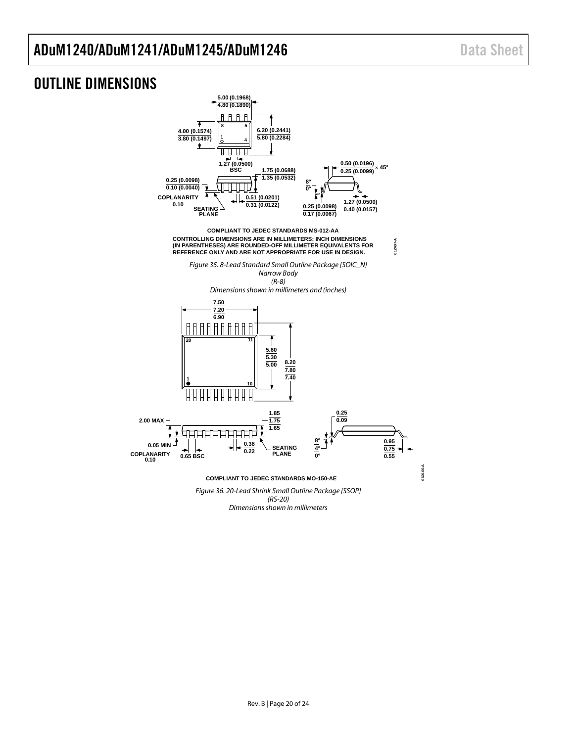## OUTLINE DIMENSIONS

COMPLIANT TO JEDEC STANDARDS MS-012-AA

CONTROLLING DIMENSIONS ARE IN MILLIMETERS; INCH DIMENSIONS (IN PARENTHESES) ARE ROUNDED-OFF MILLIMETER EQUIVALENTS FOR REFERENCE ONLY AND ARE NOT APPROPRIATE FOR USE IN DESIGN.

*Figure 35. 8-Lead Standard Small Outline Package [SOIC_N] Narrow Body (R-8) Dimensions shown in millimeters and (inches)*

COMPLIANT TO JEDEC STANDARDS MO-150-AE

*Figure 36. 20-Lead Shrink Small Outline Package [SSOP] (RS-20) Dimensions shown in millimeters*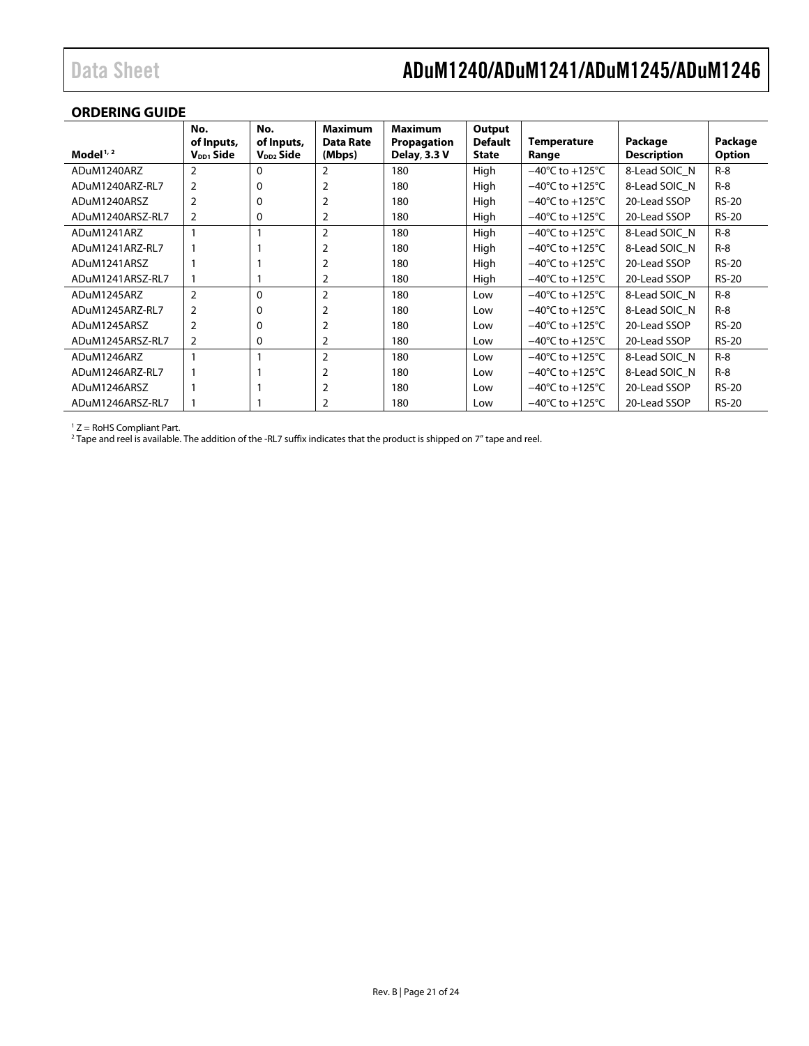## ORDERING GUIDE

| Model[1, 2] | No. of Inputs, $V_{DD1}$ Side | No. of Inputs, $V_{DD2}$ Side | Maximum Data Rate (Mbps) | Maximum Propagation Delay, 3.3 V | Output Default State | Temperature Range | Package Description | Package Option |
|---|---|---|---|---|---|---|---|---|
| ADuM1240ARZ | 2 | 0 | 2 | 180 | High | −40°C to +125°C | 8-Lead SOIC_N | R-8 |
| ADuM1240ARZ-RL7 | 2 | 0 | 2 | 180 | High | −40°C to +125°C | 8-Lead SOIC_N | R-8 |
| ADuM1240ARSZ | 2 | 0 | 2 | 180 | High | −40°C to +125°C | 20-Lead SSOP | RS-20 |
| ADuM1240ARSZ-RL7 | 2 | 0 | 2 | 180 | High | −40°C to +125°C | 20-Lead SSOP | RS-20 |
| ADuM1241ARZ | 1 | 1 | 2 | 180 | High | −40°C to +125°C | 8-Lead SOIC_N | R-8 |
| ADuM1241ARZ-RL7 | 1 | 1 | 2 | 180 | High | −40°C to +125°C | 8-Lead SOIC_N | R-8 |
| ADuM1241ARSZ | 1 | 1 | 2 | 180 | High | −40°C to +125°C | 20-Lead SSOP | RS-20 |
| ADuM1241ARSZ-RL7 | 1 | 1 | 2 | 180 | High | −40°C to +125°C | 20-Lead SSOP | RS-20 |
| ADuM1245ARZ | 2 | 0 | 2 | 180 | Low | −40°C to +125°C | 8-Lead SOIC_N | R-8 |
| ADuM1245ARZ-RL7 | 2 | 0 | 2 | 180 | Low | −40°C to +125°C | 8-Lead SOIC_N | R-8 |
| ADuM1245ARSZ | 2 | 0 | 2 | 180 | Low | −40°C to +125°C | 20-Lead SSOP | RS-20 |
| ADuM1245ARSZ-RL7 | 2 | 0 | 2 | 180 | Low | −40°C to +125°C | 20-Lead SSOP | RS-20 |
| ADuM1246ARZ | 1 | 1 | 2 | 180 | Low | −40°C to +125°C | 8-Lead SOIC_N | R-8 |
| ADuM1246ARZ-RL7 | 1 | 1 | 2 | 180 | Low | −40°C to +125°C | 8-Lead SOIC_N | R-8 |
| ADuM1246ARSZ | 1 | 1 | 2 | 180 | Low | −40°C to +125°C | 20-Lead SSOP | RS-20 |
| ADuM1246ARSZ-RL7 | 1 | 1 | 2 | 180 | Low | −40°C to +125°C | 20-Lead SSOP | RS-20 |

[1] Z = RoHS Compliant Part.
[2] Tape and reel is available. The addition of the -RL7 suffix indicates that the product is shipped on 7" tape and reel.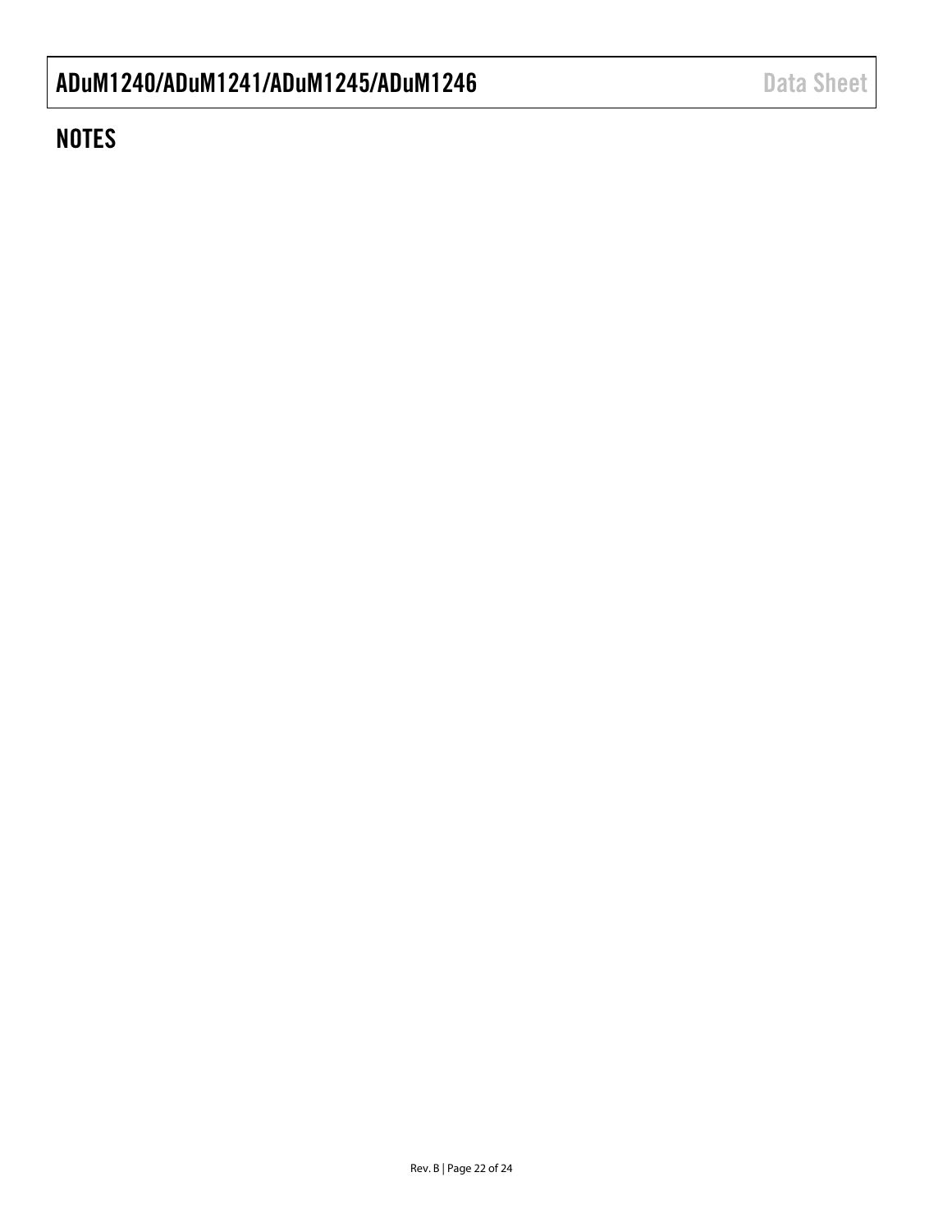## NOTES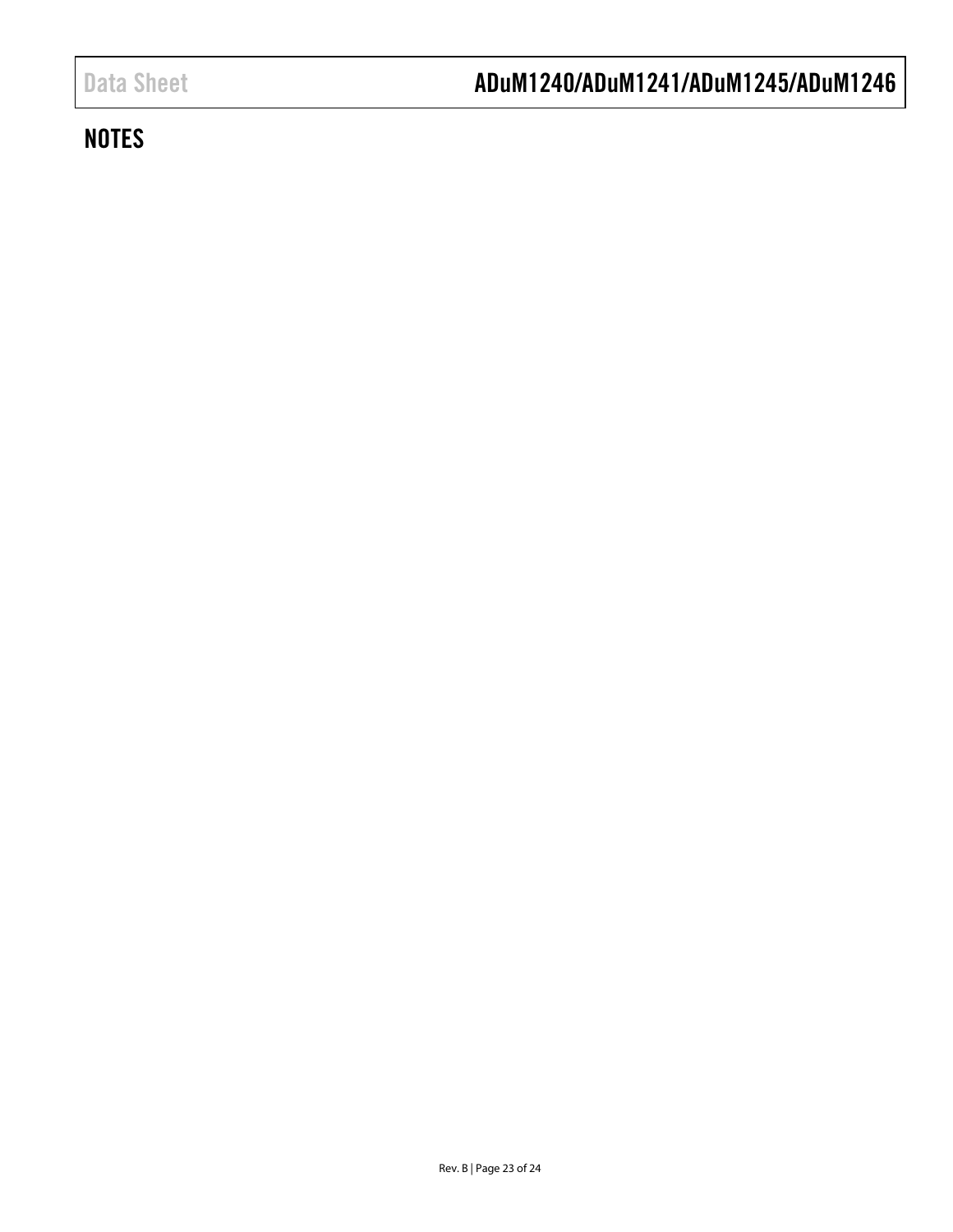## NOTES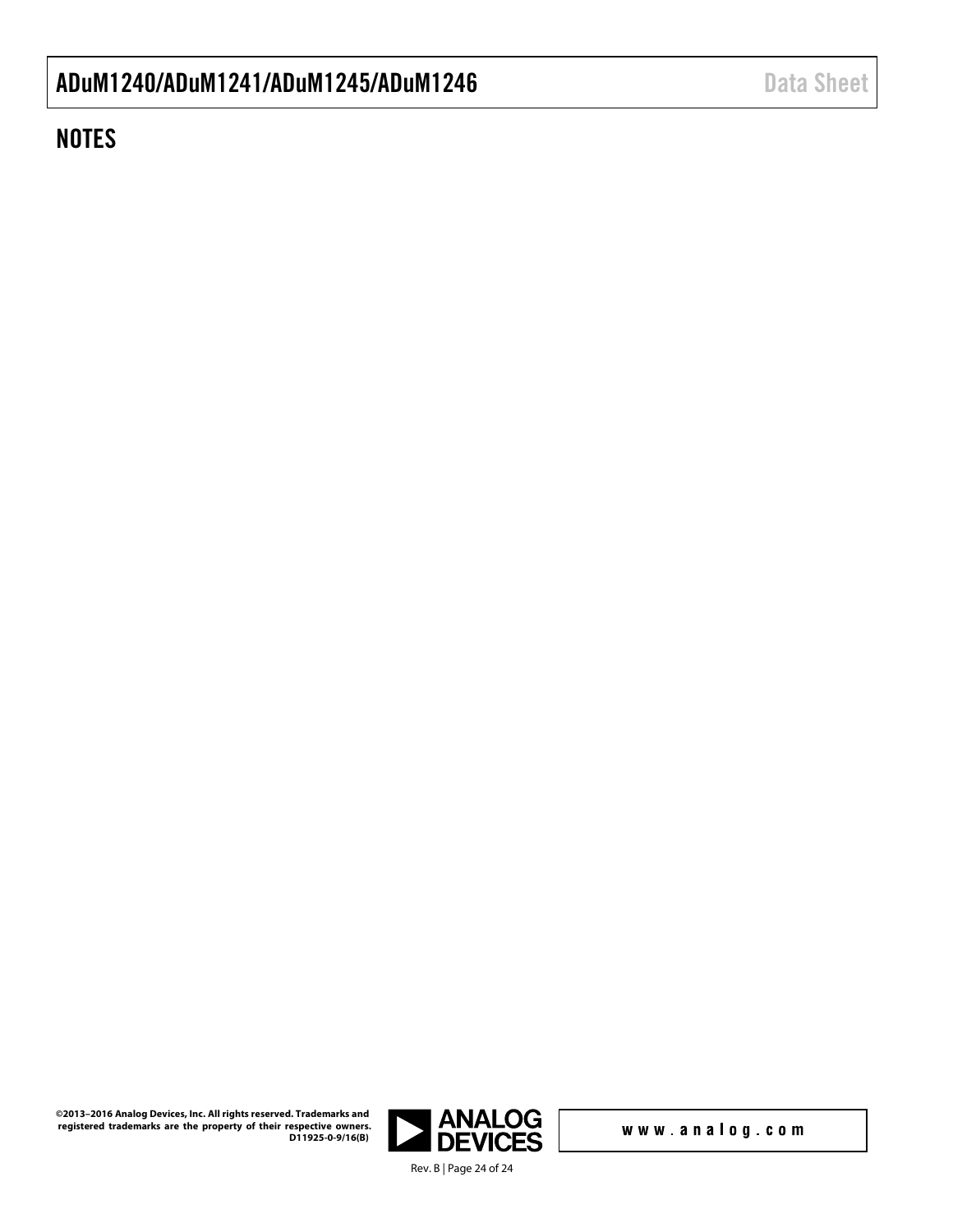## NOTES

©2013–2016 Analog Devices, Inc. All rights reserved. Trademarks and registered trademarks are the property of their respective owners.
D11925-0-9/16(B)

www.analog.com